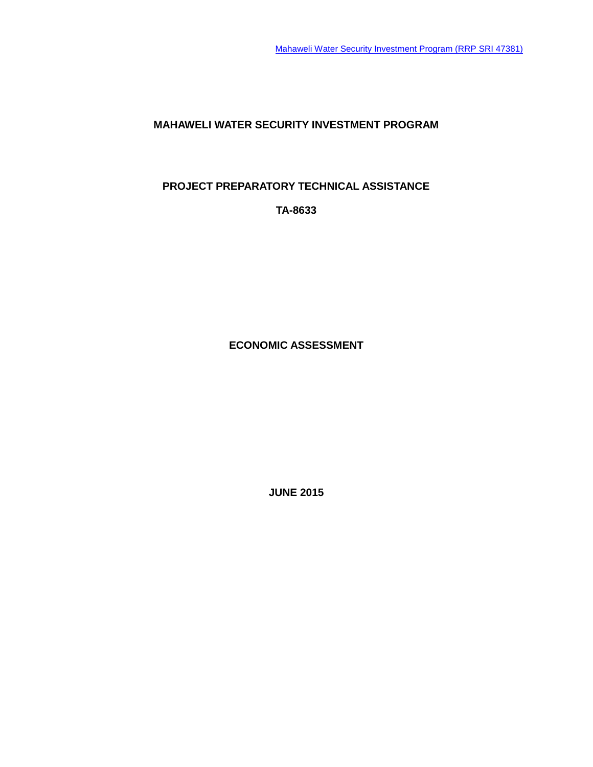[Mahaweli Water Security Investment Program (RRP SRI 47381)]

# MAHAWELI WATER SECURITY INVESTMENT PROGRAM

## PROJECT PREPARATORY TECHNICAL ASSISTANCE

## TA-8633

## ECONOMIC ASSESSMENT

**JUNE 2015**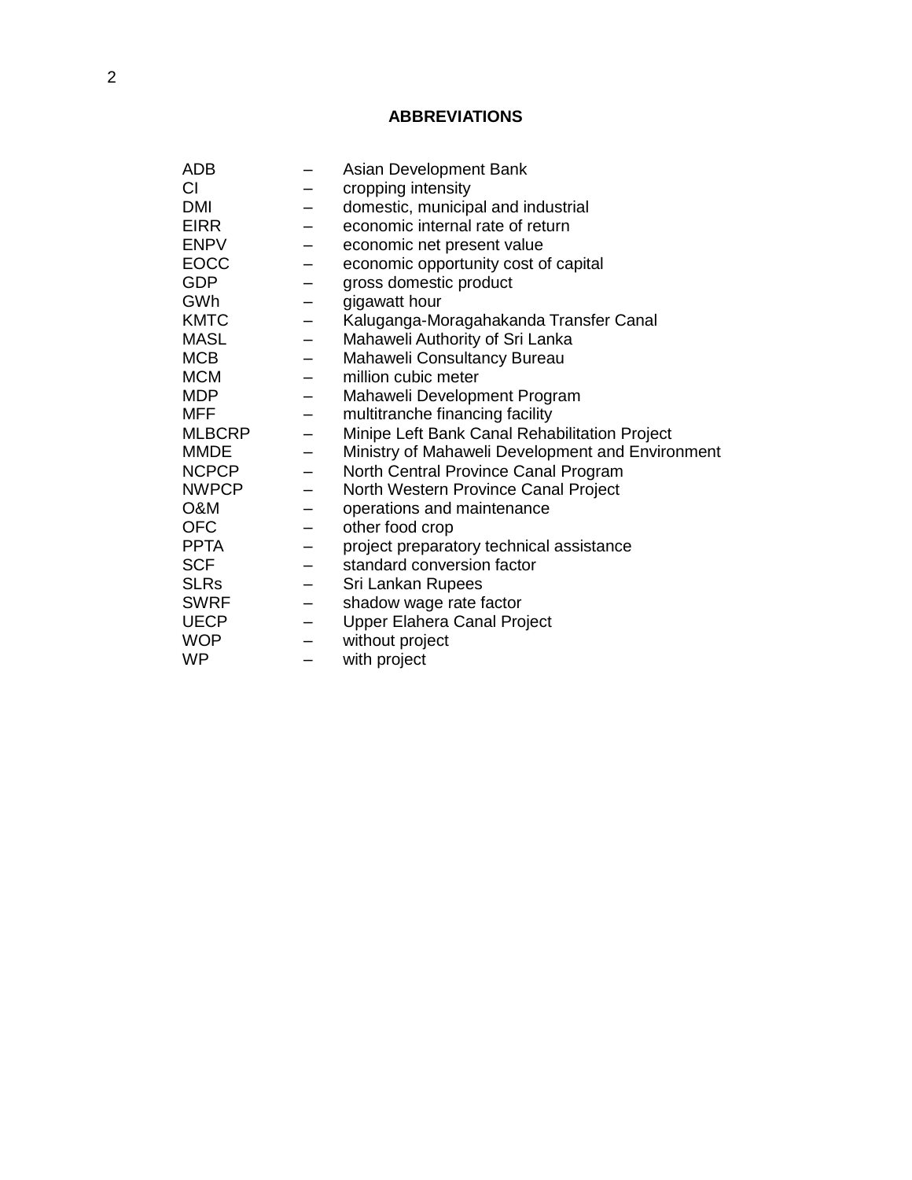## ABBREVIATIONS

| | | |
|---|---|---|
| ADB | – | Asian Development Bank |
| CI | – | cropping intensity |
| DMI | – | domestic, municipal and industrial |
| EIRR | – | economic internal rate of return |
| ENPV | – | economic net present value |
| EOCC | – | economic opportunity cost of capital |
| GDP | – | gross domestic product |
| GWh | – | gigawatt hour |
| KMTC | – | Kaluganga-Moragahakanda Transfer Canal |
| MASL | – | Mahaweli Authority of Sri Lanka |
| MCB | – | Mahaweli Consultancy Bureau |
| MCM | – | million cubic meter |
| MDP | – | Mahaweli Development Program |
| MFF | – | multitranche financing facility |
| MLBCRP | – | Minipe Left Bank Canal Rehabilitation Project |
| MMDE | – | Ministry of Mahaweli Development and Environment |
| NCPCP | – | North Central Province Canal Program |
| NWPCP | – | North Western Province Canal Project |
| O&M | – | operations and maintenance |
| OFC | – | other food crop |
| PPTA | – | project preparatory technical assistance |
| SCF | – | standard conversion factor |
| SLRs | – | Sri Lankan Rupees |
| SWRF | – | shadow wage rate factor |
| UECP | – | Upper Elahera Canal Project |
| WOP | – | without project |
| WP | – | with project |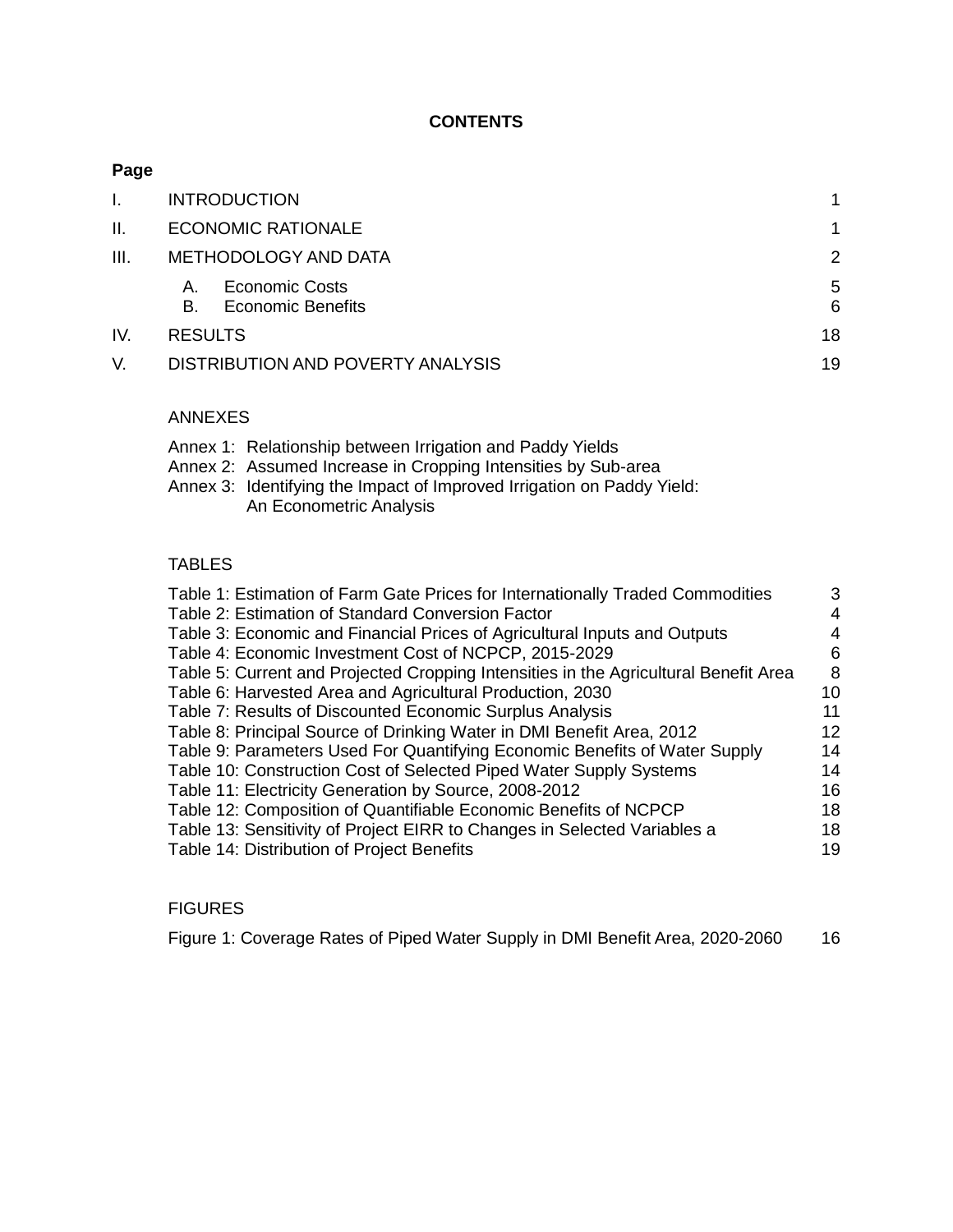**CONTENTS**

| | | Page |
|---|---|---|
| I. | INTRODUCTION | 1 |
| II. | ECONOMIC RATIONALE | 1 |
| III. | METHODOLOGY AND DATA | 2 |
| | A. Economic Costs | 5 |
| | B. Economic Benefits | 6 |
| IV. | RESULTS | 18 |
| V. | DISTRIBUTION AND POVERTY ANALYSIS | 19 |

ANNEXES

Annex 1: Relationship between Irrigation and Paddy Yields
Annex 2: Assumed Increase in Cropping Intensities by Sub-area
Annex 3: Identifying the Impact of Improved Irrigation on Paddy Yield: An Econometric Analysis

TABLES

| | |
|---|---|
| Table 1: Estimation of Farm Gate Prices for Internationally Traded Commodities | 3 |
| Table 2: Estimation of Standard Conversion Factor | 4 |
| Table 3: Economic and Financial Prices of Agricultural Inputs and Outputs | 4 |
| Table 4: Economic Investment Cost of NCPCP, 2015-2029 | 6 |
| Table 5: Current and Projected Cropping Intensities in the Agricultural Benefit Area | 8 |
| Table 6: Harvested Area and Agricultural Production, 2030 | 10 |
| Table 7: Results of Discounted Economic Surplus Analysis | 11 |
| Table 8: Principal Source of Drinking Water in DMI Benefit Area, 2012 | 12 |
| Table 9: Parameters Used For Quantifying Economic Benefits of Water Supply | 14 |
| Table 10: Construction Cost of Selected Piped Water Supply Systems | 14 |
| Table 11: Electricity Generation by Source, 2008-2012 | 16 |
| Table 12: Composition of Quantifiable Economic Benefits of NCPCP | 18 |
| Table 13: Sensitivity of Project EIRR to Changes in Selected Variables a | 18 |
| Table 14: Distribution of Project Benefits | 19 |

FIGURES

| | |
|---|---|
| Figure 1: Coverage Rates of Piped Water Supply in DMI Benefit Area, 2020-2060 | 16 |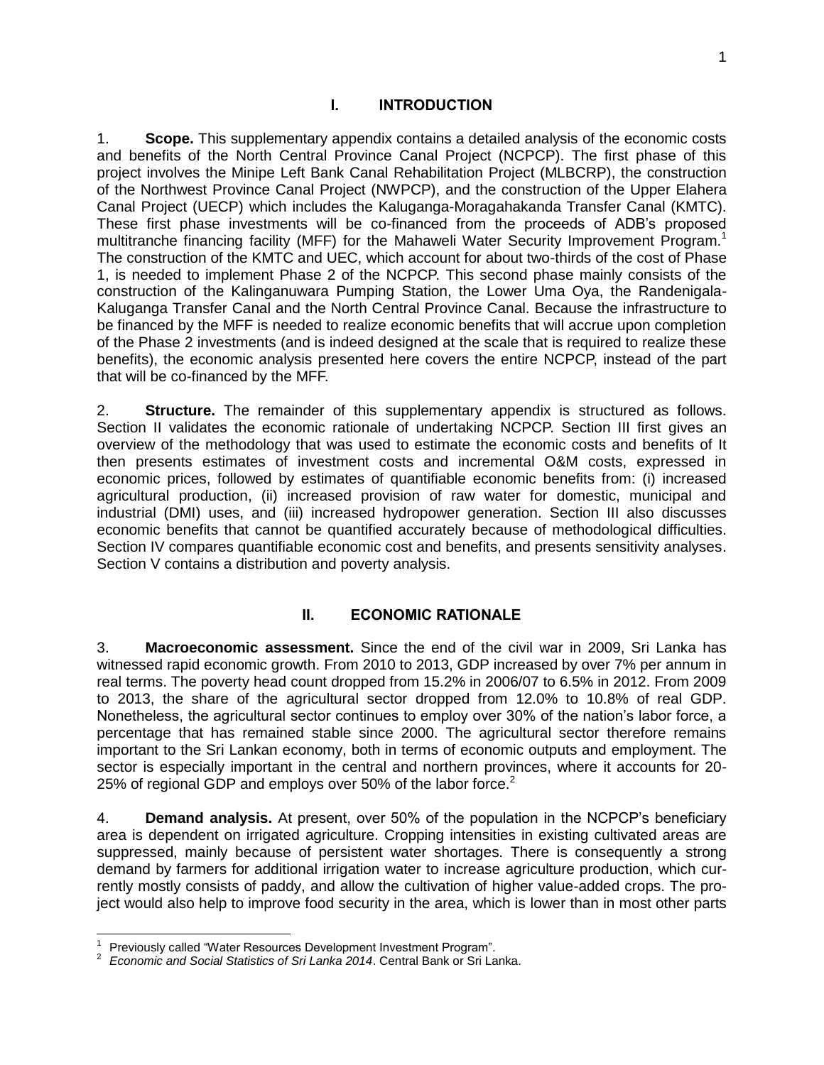# I. INTRODUCTION

1. **Scope.** This supplementary appendix contains a detailed analysis of the economic costs and benefits of the North Central Province Canal Project (NCPCP). The first phase of this project involves the Minipe Left Bank Canal Rehabilitation Project (MLBCRP), the construction of the Northwest Province Canal Project (NWPCP), and the construction of the Upper Elahera Canal Project (UECP) which includes the Kaluganga-Moragahakanda Transfer Canal (KMTC). These first phase investments will be co-financed from the proceeds of ADB's proposed multitranche financing facility (MFF) for the Mahaweli Water Security Improvement Program.[1] The construction of the KMTC and UEC, which account for about two-thirds of the cost of Phase 1, is needed to implement Phase 2 of the NCPCP. This second phase mainly consists of the construction of the Kalinganuwara Pumping Station, the Lower Uma Oya, the Randenigala-Kaluganga Transfer Canal and the North Central Province Canal. Because the infrastructure to be financed by the MFF is needed to realize economic benefits that will accrue upon completion of the Phase 2 investments (and is indeed designed at the scale that is required to realize these benefits), the economic analysis presented here covers the entire NCPCP, instead of the part that will be co-financed by the MFF.

2. **Structure.** The remainder of this supplementary appendix is structured as follows. Section II validates the economic rationale of undertaking NCPCP. Section III first gives an overview of the methodology that was used to estimate the economic costs and benefits of It then presents estimates of investment costs and incremental O&M costs, expressed in economic prices, followed by estimates of quantifiable economic benefits from: (i) increased agricultural production, (ii) increased provision of raw water for domestic, municipal and industrial (DMI) uses, and (iii) increased hydropower generation. Section III also discusses economic benefits that cannot be quantified accurately because of methodological difficulties. Section IV compares quantifiable economic cost and benefits, and presents sensitivity analyses. Section V contains a distribution and poverty analysis.

# II. ECONOMIC RATIONALE

3. **Macroeconomic assessment.** Since the end of the civil war in 2009, Sri Lanka has witnessed rapid economic growth. From 2010 to 2013, GDP increased by over 7% per annum in real terms. The poverty head count dropped from 15.2% in 2006/07 to 6.5% in 2012. From 2009 to 2013, the share of the agricultural sector dropped from 12.0% to 10.8% of real GDP. Nonetheless, the agricultural sector continues to employ over 30% of the nation's labor force, a percentage that has remained stable since 2000. The agricultural sector therefore remains important to the Sri Lankan economy, both in terms of economic outputs and employment. The sector is especially important in the central and northern provinces, where it accounts for 20-25% of regional GDP and employs over 50% of the labor force.[2]

4. **Demand analysis.** At present, over 50% of the population in the NCPCP's beneficiary area is dependent on irrigated agriculture. Cropping intensities in existing cultivated areas are suppressed, mainly because of persistent water shortages. There is consequently a strong demand by farmers for additional irrigation water to increase agriculture production, which currently mostly consists of paddy, and allow the cultivation of higher value-added crops. The project would also help to improve food security in the area, which is lower than in most other parts

---

[1] Previously called "Water Resources Development Investment Program".

[2] *Economic and Social Statistics of Sri Lanka 2014*. Central Bank or Sri Lanka.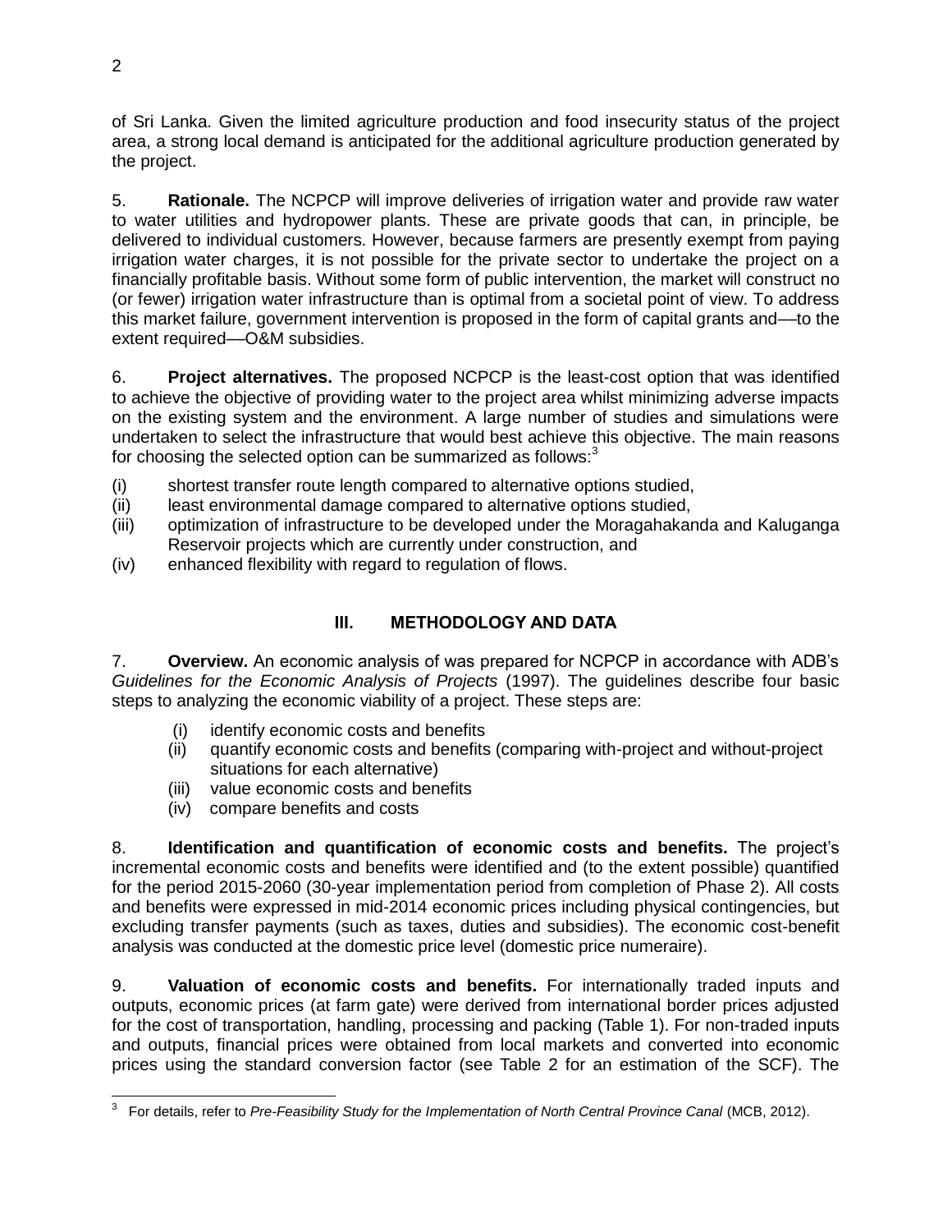of Sri Lanka. Given the limited agriculture production and food insecurity status of the project area, a strong local demand is anticipated for the additional agriculture production generated by the project.

5. **Rationale.** The NCPCP will improve deliveries of irrigation water and provide raw water to water utilities and hydropower plants. These are private goods that can, in principle, be delivered to individual customers. However, because farmers are presently exempt from paying irrigation water charges, it is not possible for the private sector to undertake the project on a financially profitable basis. Without some form of public intervention, the market will construct no (or fewer) irrigation water infrastructure than is optimal from a societal point of view. To address this market failure, government intervention is proposed in the form of capital grants and—to the extent required—O&M subsidies.

6. **Project alternatives.** The proposed NCPCP is the least-cost option that was identified to achieve the objective of providing water to the project area whilst minimizing adverse impacts on the existing system and the environment. A large number of studies and simulations were undertaken to select the infrastructure that would best achieve this objective. The main reasons for choosing the selected option can be summarized as follows:[3]

(i) shortest transfer route length compared to alternative options studied,
(ii) least environmental damage compared to alternative options studied,
(iii) optimization of infrastructure to be developed under the Moragahakanda and Kaluganga Reservoir projects which are currently under construction, and
(iv) enhanced flexibility with regard to regulation of flows.

## III. METHODOLOGY AND DATA

7. **Overview.** An economic analysis of was prepared for NCPCP in accordance with ADB's *Guidelines for the Economic Analysis of Projects* (1997). The guidelines describe four basic steps to analyzing the economic viability of a project. These steps are:

(i) identify economic costs and benefits
(ii) quantify economic costs and benefits (comparing with-project and without-project situations for each alternative)
(iii) value economic costs and benefits
(iv) compare benefits and costs

8. **Identification and quantification of economic costs and benefits.** The project's incremental economic costs and benefits were identified and (to the extent possible) quantified for the period 2015-2060 (30-year implementation period from completion of Phase 2). All costs and benefits were expressed in mid-2014 economic prices including physical contingencies, but excluding transfer payments (such as taxes, duties and subsidies). The economic cost-benefit analysis was conducted at the domestic price level (domestic price numeraire).

9. **Valuation of economic costs and benefits.** For internationally traded inputs and outputs, economic prices (at farm gate) were derived from international border prices adjusted for the cost of transportation, handling, processing and packing (Table 1). For non-traded inputs and outputs, financial prices were obtained from local markets and converted into economic prices using the standard conversion factor (see Table 2 for an estimation of the SCF). The

[3] For details, refer to *Pre-Feasibility Study for the Implementation of North Central Province Canal* (MCB, 2012).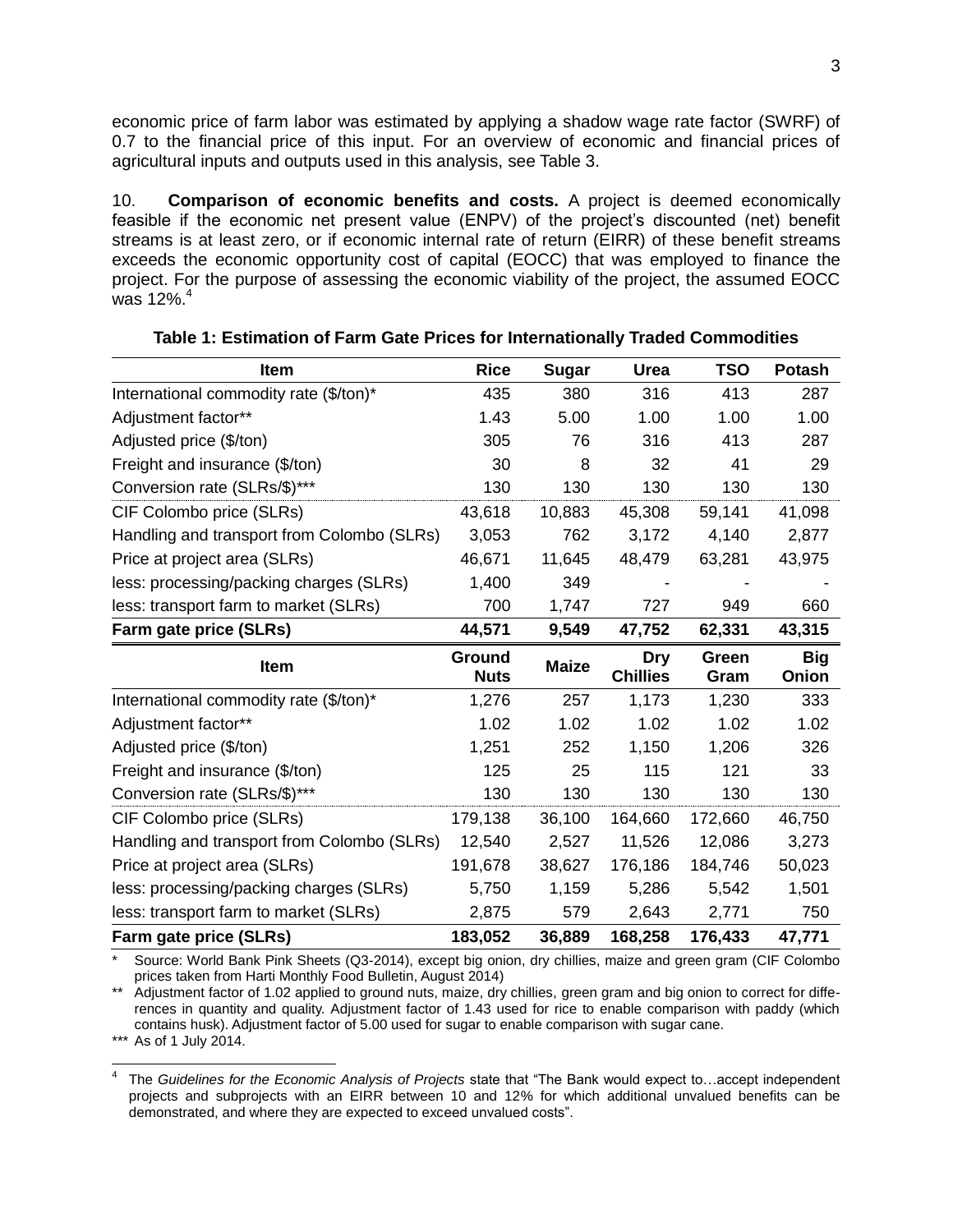economic price of farm labor was estimated by applying a shadow wage rate factor (SWRF) of 0.7 to the financial price of this input. For an overview of economic and financial prices of agricultural inputs and outputs used in this analysis, see Table 3.

10. **Comparison of economic benefits and costs.** A project is deemed economically feasible if the economic net present value (ENPV) of the project's discounted (net) benefit streams is at least zero, or if economic internal rate of return (EIRR) of these benefit streams exceeds the economic opportunity cost of capital (EOCC) that was employed to finance the project. For the purpose of assessing the economic viability of the project, the assumed EOCC was 12%.[4]

**Table 1: Estimation of Farm Gate Prices for Internationally Traded Commodities**

| Item | Rice | Sugar | Urea | TSO | Potash |
|---|---|---|---|---|---|
| International commodity rate ($/ton)* | 435 | 380 | 316 | 413 | 287 |
| Adjustment factor** | 1.43 | 5.00 | 1.00 | 1.00 | 1.00 |
| Adjusted price ($/ton) | 305 | 76 | 316 | 413 | 287 |
| Freight and insurance ($/ton) | 30 | 8 | 32 | 41 | 29 |
| Conversion rate (SLRs/$)*** | 130 | 130 | 130 | 130 | 130 |
| CIF Colombo price (SLRs) | 43,618 | 10,883 | 45,308 | 59,141 | 41,098 |
| Handling and transport from Colombo (SLRs) | 3,053 | 762 | 3,172 | 4,140 | 2,877 |
| Price at project area (SLRs) | 46,671 | 11,645 | 48,479 | 63,281 | 43,975 |
| less: processing/packing charges (SLRs) | 1,400 | 349 | - | - | - |
| less: transport farm to market (SLRs) | 700 | 1,747 | 727 | 949 | 660 |
| **Farm gate price (SLRs)** | **44,571** | **9,549** | **47,752** | **62,331** | **43,315** |
| **Item** | **Ground Nuts** | **Maize** | **Dry Chillies** | **Green Gram** | **Big Onion** |
| International commodity rate ($/ton)* | 1,276 | 257 | 1,173 | 1,230 | 333 |
| Adjustment factor** | 1.02 | 1.02 | 1.02 | 1.02 | 1.02 |
| Adjusted price ($/ton) | 1,251 | 252 | 1,150 | 1,206 | 326 |
| Freight and insurance ($/ton) | 125 | 25 | 115 | 121 | 33 |
| Conversion rate (SLRs/$)*** | 130 | 130 | 130 | 130 | 130 |
| CIF Colombo price (SLRs) | 179,138 | 36,100 | 164,660 | 172,660 | 46,750 |
| Handling and transport from Colombo (SLRs) | 12,540 | 2,527 | 11,526 | 12,086 | 3,273 |
| Price at project area (SLRs) | 191,678 | 38,627 | 176,186 | 184,746 | 50,023 |
| less: processing/packing charges (SLRs) | 5,750 | 1,159 | 5,286 | 5,542 | 1,501 |
| less: transport farm to market (SLRs) | 2,875 | 579 | 2,643 | 2,771 | 750 |
| **Farm gate price (SLRs)** | **183,052** | **36,889** | **168,258** | **176,433** | **47,771** |

\* Source: World Bank Pink Sheets (Q3-2014), except big onion, dry chillies, maize and green gram (CIF Colombo prices taken from Harti Monthly Food Bulletin, August 2014)

\** Adjustment factor of 1.02 applied to ground nuts, maize, dry chillies, green gram and big onion to correct for differences in quantity and quality. Adjustment factor of 1.43 used for rice to enable comparison with paddy (which contains husk). Adjustment factor of 5.00 used for sugar to enable comparison with sugar cane.

\*** As of 1 July 2014.

[4] The *Guidelines for the Economic Analysis of Projects* state that "The Bank would expect to…accept independent projects and subprojects with an EIRR between 10 and 12% for which additional unvalued benefits can be demonstrated, and where they are expected to exceed unvalued costs".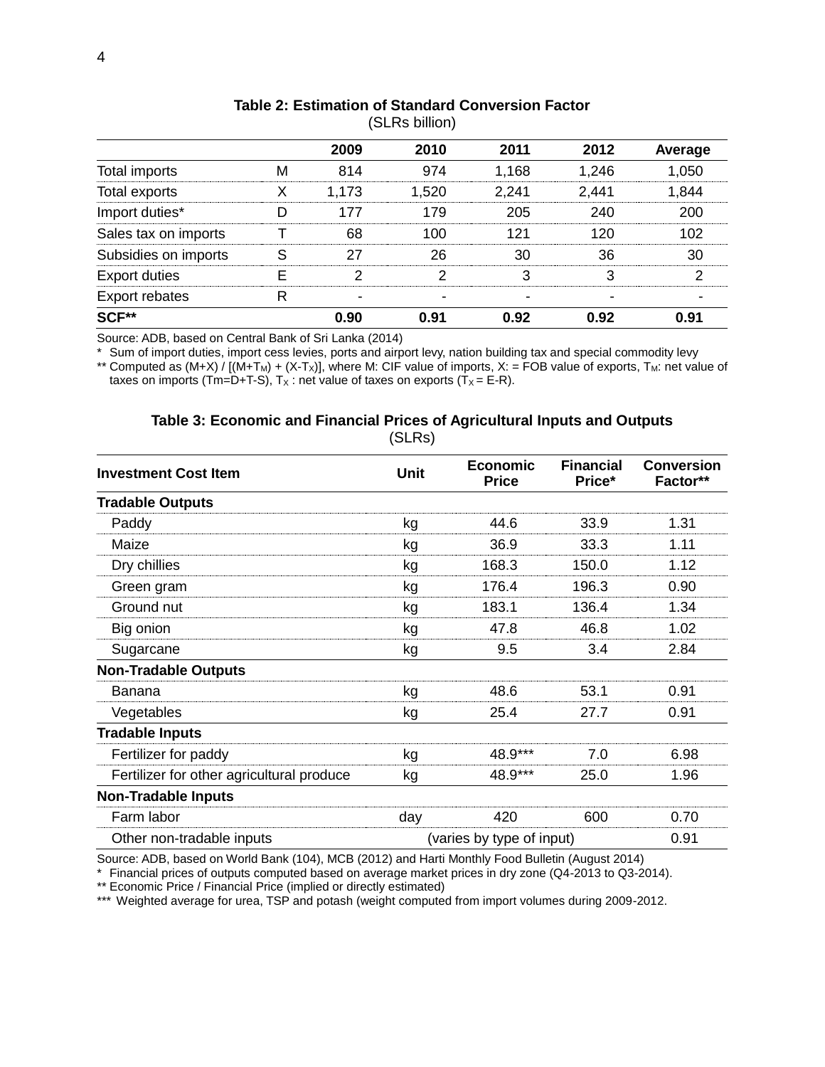**Table 2: Estimation of Standard Conversion Factor**
(SLRs billion)

| | | 2009 | 2010 | 2011 | 2012 | Average |
|---|---|---|---|---|---|---|
| Total imports | M | 814 | 974 | 1,168 | 1,246 | 1,050 |
| Total exports | X | 1,173 | 1,520 | 2,241 | 2,441 | 1,844 |
| Import duties* | D | 177 | 179 | 205 | 240 | 200 |
| Sales tax on imports | T | 68 | 100 | 121 | 120 | 102 |
| Subsidies on imports | S | 27 | 26 | 30 | 36 | 30 |
| Export duties | E | 2 | 2 | 3 | 3 | 2 |
| Export rebates | R | - | - | - | - | - |
| **SCF**** | | **0.90** | **0.91** | **0.92** | **0.92** | **0.91** |

Source: ADB, based on Central Bank of Sri Lanka (2014)

\* Sum of import duties, import cess levies, ports and airport levy, nation building tax and special commodity levy

** Computed as $(M+X) / [(M+T_M) + (X-T_X)]$, where M: CIF value of imports, X: = FOB value of exports, $T_M$: net value of taxes on imports ($T_m$=D+T-S), $T_X$ : net value of taxes on exports ($T_X$ = E-R).

**Table 3: Economic and Financial Prices of Agricultural Inputs and Outputs**
(SLRs)

| Investment Cost Item | Unit | Economic Price | Financial Price* | Conversion Factor** |
|---|---|---|---|---|
| **Tradable Outputs** | | | | |
| Paddy | kg | 44.6 | 33.9 | 1.31 |
| Maize | kg | 36.9 | 33.3 | 1.11 |
| Dry chillies | kg | 168.3 | 150.0 | 1.12 |
| Green gram | kg | 176.4 | 196.3 | 0.90 |
| Ground nut | kg | 183.1 | 136.4 | 1.34 |
| Big onion | kg | 47.8 | 46.8 | 1.02 |
| Sugarcane | kg | 9.5 | 3.4 | 2.84 |
| **Non-Tradable Outputs** | | | | |
| Banana | kg | 48.6 | 53.1 | 0.91 |
| Vegetables | kg | 25.4 | 27.7 | 0.91 |
| **Tradable Inputs** | | | | |
| Fertilizer for paddy | kg | 48.9*** | 7.0 | 6.98 |
| Fertilizer for other agricultural produce | kg | 48.9*** | 25.0 | 1.96 |
| **Non-Tradable Inputs** | | | | |
| Farm labor | day | 420 | 600 | 0.70 |
| Other non-tradable inputs | (varies by type of input) | | | 0.91 |

Source: ADB, based on World Bank (104), MCB (2012) and Harti Monthly Food Bulletin (August 2014)

\* Financial prices of outputs computed based on average market prices in dry zone (Q4-2013 to Q3-2014).

** Economic Price / Financial Price (implied or directly estimated)

*** Weighted average for urea, TSP and potash (weight computed from import volumes during 2009-2012.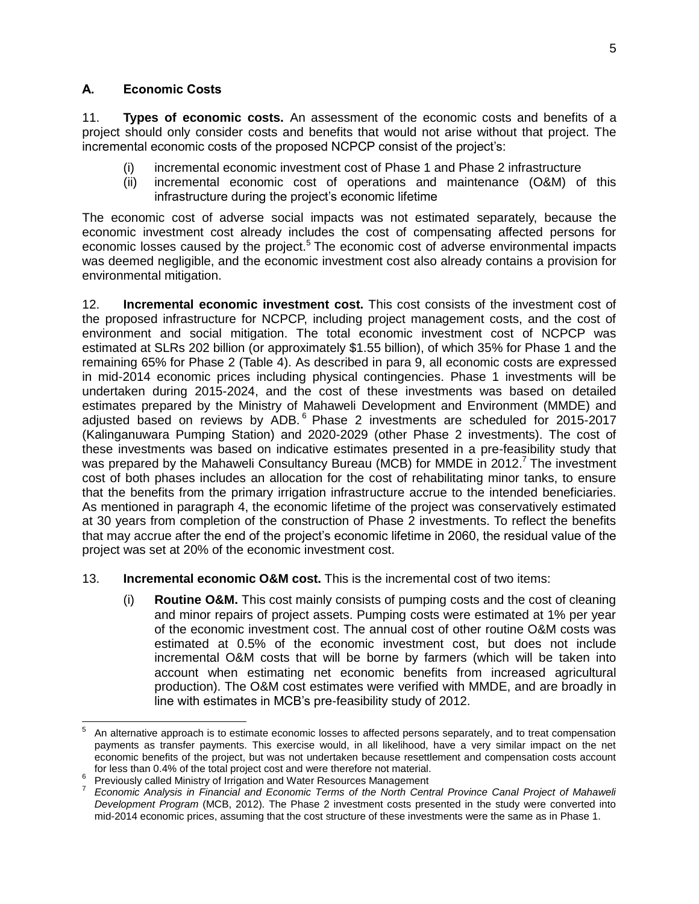## A. Economic Costs

11. **Types of economic costs.** An assessment of the economic costs and benefits of a project should only consider costs and benefits that would not arise without that project. The incremental economic costs of the proposed NCPCP consist of the project's:

(i) incremental economic investment cost of Phase 1 and Phase 2 infrastructure
(ii) incremental economic cost of operations and maintenance (O&M) of this infrastructure during the project's economic lifetime

The economic cost of adverse social impacts was not estimated separately, because the economic investment cost already includes the cost of compensating affected persons for economic losses caused by the project.[5] The economic cost of adverse environmental impacts was deemed negligible, and the economic investment cost also already contains a provision for environmental mitigation.

12. **Incremental economic investment cost.** This cost consists of the investment cost of the proposed infrastructure for NCPCP, including project management costs, and the cost of environment and social mitigation. The total economic investment cost of NCPCP was estimated at SLRs 202 billion (or approximately $1.55 billion), of which 35% for Phase 1 and the remaining 65% for Phase 2 (Table 4). As described in para 9, all economic costs are expressed in mid-2014 economic prices including physical contingencies. Phase 1 investments will be undertaken during 2015-2024, and the cost of these investments was based on detailed estimates prepared by the Ministry of Mahaweli Development and Environment (MMDE) and adjusted based on reviews by ADB.[6] Phase 2 investments are scheduled for 2015-2017 (Kalinganuwara Pumping Station) and 2020-2029 (other Phase 2 investments). The cost of these investments was based on indicative estimates presented in a pre-feasibility study that was prepared by the Mahaweli Consultancy Bureau (MCB) for MMDE in 2012.[7] The investment cost of both phases includes an allocation for the cost of rehabilitating minor tanks, to ensure that the benefits from the primary irrigation infrastructure accrue to the intended beneficiaries. As mentioned in paragraph 4, the economic lifetime of the project was conservatively estimated at 30 years from completion of the construction of Phase 2 investments. To reflect the benefits that may accrue after the end of the project's economic lifetime in 2060, the residual value of the project was set at 20% of the economic investment cost.

13. **Incremental economic O&M cost.** This is the incremental cost of two items:

(i) **Routine O&M.** This cost mainly consists of pumping costs and the cost of cleaning and minor repairs of project assets. Pumping costs were estimated at 1% per year of the economic investment cost. The annual cost of other routine O&M costs was estimated at 0.5% of the economic investment cost, but does not include incremental O&M costs that will be borne by farmers (which will be taken into account when estimating net economic benefits from increased agricultural production). The O&M cost estimates were verified with MMDE, and are broadly in line with estimates in MCB's pre-feasibility study of 2012.

---

[5] An alternative approach is to estimate economic losses to affected persons separately, and to treat compensation payments as transfer payments. This exercise would, in all likelihood, have a very similar impact on the net economic benefits of the project, but was not undertaken because resettlement and compensation costs account for less than 0.4% of the total project cost and were therefore not material.

[6] Previously called Ministry of Irrigation and Water Resources Management

[7] *Economic Analysis in Financial and Economic Terms of the North Central Province Canal Project of Mahaweli Development Program* (MCB, 2012). The Phase 2 investment costs presented in the study were converted into mid-2014 economic prices, assuming that the cost structure of these investments were the same as in Phase 1.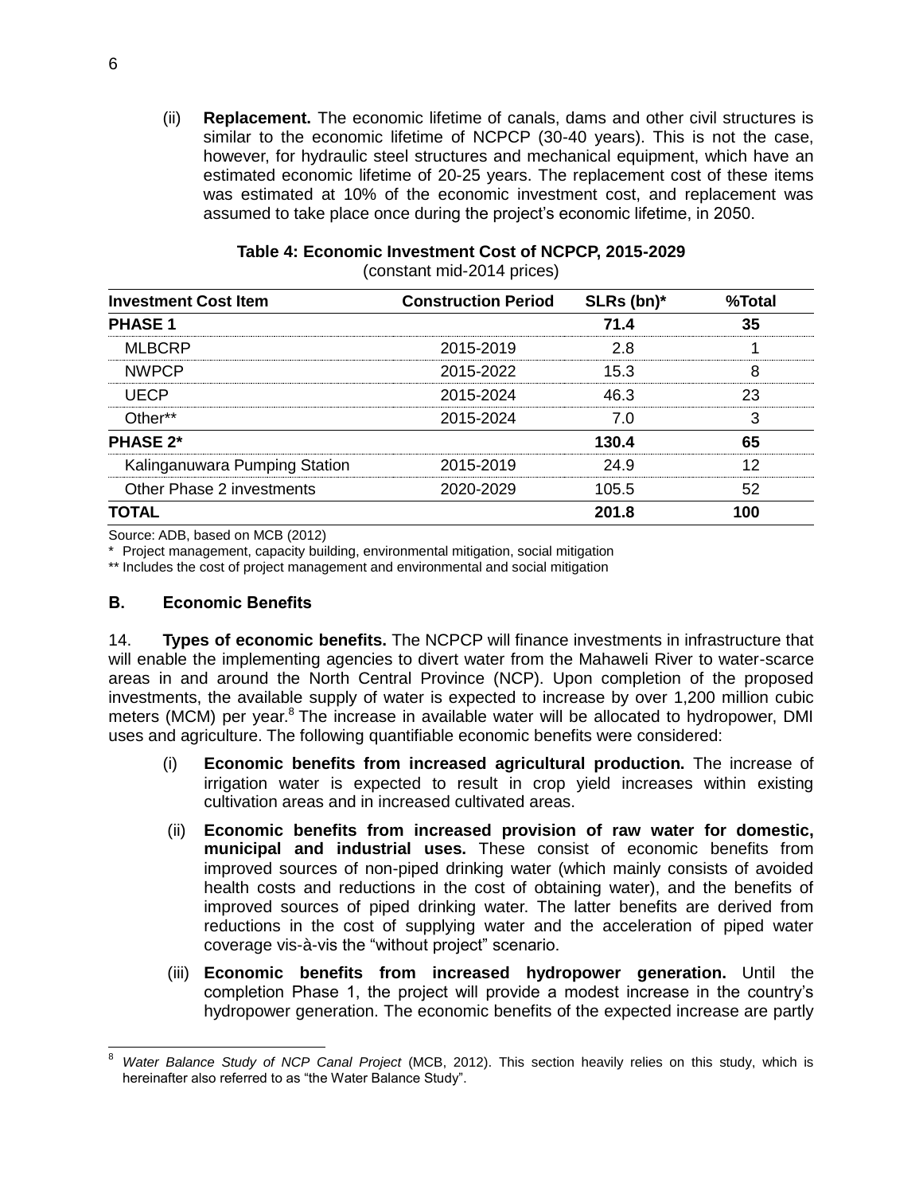(ii) **Replacement.** The economic lifetime of canals, dams and other civil structures is similar to the economic lifetime of NCPCP (30-40 years). This is not the case, however, for hydraulic steel structures and mechanical equipment, which have an estimated economic lifetime of 20-25 years. The replacement cost of these items was estimated at 10% of the economic investment cost, and replacement was assumed to take place once during the project's economic lifetime, in 2050.

**Table 4: Economic Investment Cost of NCPCP, 2015-2029**
(constant mid-2014 prices)

| Investment Cost Item | Construction Period | SLRs (bn)* | %Total |
|---|---|---|---|
| **PHASE 1** | | **71.4** | **35** |
| MLBCRP | 2015-2019 | 2.8 | 1 |
| NWPCP | 2015-2022 | 15.3 | 8 |
| UECP | 2015-2024 | 46.3 | 23 |
| Other** | 2015-2024 | 7.0 | 3 |
| **PHASE 2*** | | **130.4** | **65** |
| Kalinganuwara Pumping Station | 2015-2019 | 24.9 | 12 |
| Other Phase 2 investments | 2020-2029 | 105.5 | 52 |
| **TOTAL** | | **201.8** | **100** |

Source: ADB, based on MCB (2012)

\* Project management, capacity building, environmental mitigation, social mitigation

\** Includes the cost of project management and environmental and social mitigation

## B. Economic Benefits

14. **Types of economic benefits.** The NCPCP will finance investments in infrastructure that will enable the implementing agencies to divert water from the Mahaweli River to water-scarce areas in and around the North Central Province (NCP). Upon completion of the proposed investments, the available supply of water is expected to increase by over 1,200 million cubic meters (MCM) per year.[8] The increase in available water will be allocated to hydropower, DMI uses and agriculture. The following quantifiable economic benefits were considered:

(i) **Economic benefits from increased agricultural production.** The increase of irrigation water is expected to result in crop yield increases within existing cultivation areas and in increased cultivated areas.

(ii) **Economic benefits from increased provision of raw water for domestic, municipal and industrial uses.** These consist of economic benefits from improved sources of non-piped drinking water (which mainly consists of avoided health costs and reductions in the cost of obtaining water), and the benefits of improved sources of piped drinking water. The latter benefits are derived from reductions in the cost of supplying water and the acceleration of piped water coverage vis-à-vis the "without project" scenario.

(iii) **Economic benefits from increased hydropower generation.** Until the completion Phase 1, the project will provide a modest increase in the country's hydropower generation. The economic benefits of the expected increase are partly

[8] *Water Balance Study of NCP Canal Project* (MCB, 2012). This section heavily relies on this study, which is hereinafter also referred to as "the Water Balance Study".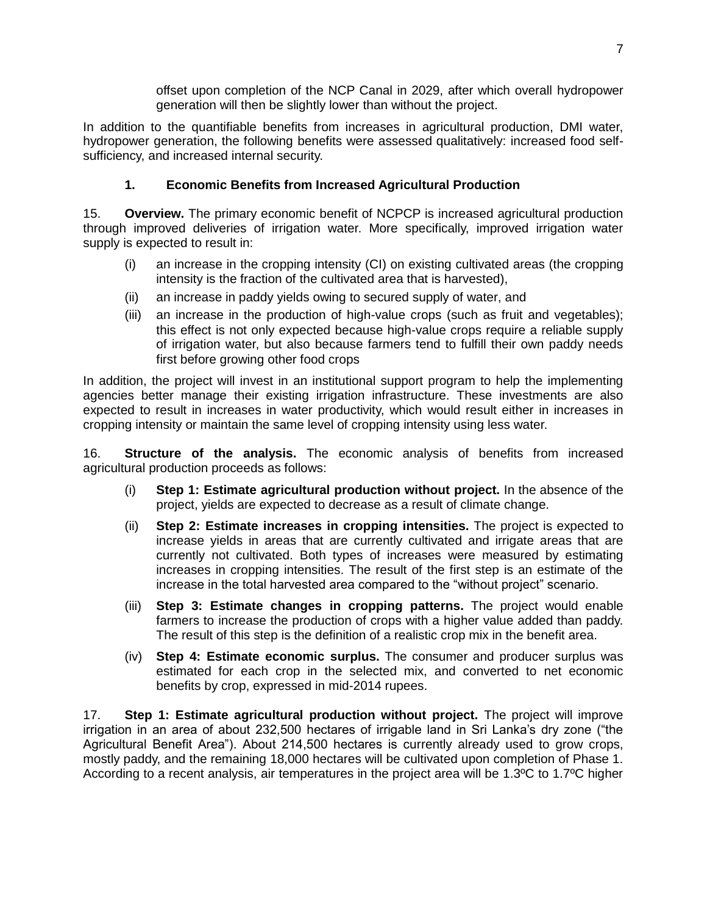offset upon completion of the NCP Canal in 2029, after which overall hydropower generation will then be slightly lower than without the project.

In addition to the quantifiable benefits from increases in agricultural production, DMI water, hydropower generation, the following benefits were assessed qualitatively: increased food self-sufficiency, and increased internal security.

### 1. Economic Benefits from Increased Agricultural Production

15. **Overview.** The primary economic benefit of NCPCP is increased agricultural production through improved deliveries of irrigation water. More specifically, improved irrigation water supply is expected to result in:

(i) an increase in the cropping intensity (CI) on existing cultivated areas (the cropping intensity is the fraction of the cultivated area that is harvested),

(ii) an increase in paddy yields owing to secured supply of water, and

(iii) an increase in the production of high-value crops (such as fruit and vegetables); this effect is not only expected because high-value crops require a reliable supply of irrigation water, but also because farmers tend to fulfill their own paddy needs first before growing other food crops

In addition, the project will invest in an institutional support program to help the implementing agencies better manage their existing irrigation infrastructure. These investments are also expected to result in increases in water productivity, which would result either in increases in cropping intensity or maintain the same level of cropping intensity using less water.

16. **Structure of the analysis.** The economic analysis of benefits from increased agricultural production proceeds as follows:

(i) **Step 1: Estimate agricultural production without project.** In the absence of the project, yields are expected to decrease as a result of climate change.

(ii) **Step 2: Estimate increases in cropping intensities.** The project is expected to increase yields in areas that are currently cultivated and irrigate areas that are currently not cultivated. Both types of increases were measured by estimating increases in cropping intensities. The result of the first step is an estimate of the increase in the total harvested area compared to the "without project" scenario.

(iii) **Step 3: Estimate changes in cropping patterns.** The project would enable farmers to increase the production of crops with a higher value added than paddy. The result of this step is the definition of a realistic crop mix in the benefit area.

(iv) **Step 4: Estimate economic surplus.** The consumer and producer surplus was estimated for each crop in the selected mix, and converted to net economic benefits by crop, expressed in mid-2014 rupees.

17. **Step 1: Estimate agricultural production without project.** The project will improve irrigation in an area of about 232,500 hectares of irrigable land in Sri Lanka's dry zone ("the Agricultural Benefit Area"). About 214,500 hectares is currently already used to grow crops, mostly paddy, and the remaining 18,000 hectares will be cultivated upon completion of Phase 1. According to a recent analysis, air temperatures in the project area will be 1.3ºC to 1.7ºC higher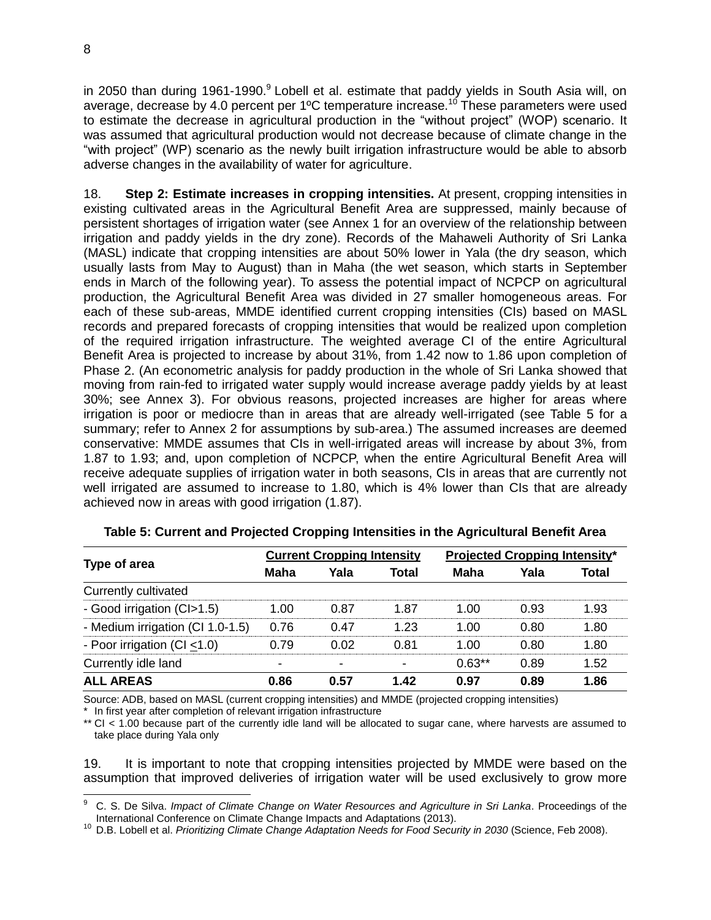in 2050 than during 1961-1990.[9] Lobell et al. estimate that paddy yields in South Asia will, on average, decrease by 4.0 percent per 1ºC temperature increase.[10] These parameters were used to estimate the decrease in agricultural production in the "without project" (WOP) scenario. It was assumed that agricultural production would not decrease because of climate change in the "with project" (WP) scenario as the newly built irrigation infrastructure would be able to absorb adverse changes in the availability of water for agriculture.

18. **Step 2: Estimate increases in cropping intensities.** At present, cropping intensities in existing cultivated areas in the Agricultural Benefit Area are suppressed, mainly because of persistent shortages of irrigation water (see Annex 1 for an overview of the relationship between irrigation and paddy yields in the dry zone). Records of the Mahaweli Authority of Sri Lanka (MASL) indicate that cropping intensities are about 50% lower in Yala (the dry season, which usually lasts from May to August) than in Maha (the wet season, which starts in September ends in March of the following year). To assess the potential impact of NCPCP on agricultural production, the Agricultural Benefit Area was divided in 27 smaller homogeneous areas. For each of these sub-areas, MMDE identified current cropping intensities (CIs) based on MASL records and prepared forecasts of cropping intensities that would be realized upon completion of the required irrigation infrastructure. The weighted average CI of the entire Agricultural Benefit Area is projected to increase by about 31%, from 1.42 now to 1.86 upon completion of Phase 2. (An econometric analysis for paddy production in the whole of Sri Lanka showed that moving from rain-fed to irrigated water supply would increase average paddy yields by at least 30%; see Annex 3). For obvious reasons, projected increases are higher for areas where irrigation is poor or mediocre than in areas that are already well-irrigated (see Table 5 for a summary; refer to Annex 2 for assumptions by sub-area.) The assumed increases are deemed conservative: MMDE assumes that CIs in well-irrigated areas will increase by about 3%, from 1.87 to 1.93; and, upon completion of NCPCP, when the entire Agricultural Benefit Area will receive adequate supplies of irrigation water in both seasons, CIs in areas that are currently not well irrigated are assumed to increase to 1.80, which is 4% lower than CIs that are already achieved now in areas with good irrigation (1.87).

**Table 5: Current and Projected Cropping Intensities in the Agricultural Benefit Area**

| Type of area | Current Cropping Intensity | | | Projected Cropping Intensity* | | |
|---|---|---|---|---|---|---|
| | Maha | Yala | Total | Maha | Yala | Total |
| Currently cultivated | | | | | | |
| - Good irrigation (CI>1.5) | 1.00 | 0.87 | 1.87 | 1.00 | 0.93 | 1.93 |
| - Medium irrigation (CI 1.0-1.5) | 0.76 | 0.47 | 1.23 | 1.00 | 0.80 | 1.80 |
| - Poor irrigation (CI ≤1.0) | 0.79 | 0.02 | 0.81 | 1.00 | 0.80 | 1.80 |
| Currently idle land | - | - | - | 0.63** | 0.89 | 1.52 |
| **ALL AREAS** | **0.86** | **0.57** | **1.42** | **0.97** | **0.89** | **1.86** |

Source: ADB, based on MASL (current cropping intensities) and MMDE (projected cropping intensities)
\* In first year after completion of relevant irrigation infrastructure
\*\* CI < 1.00 because part of the currently idle land will be allocated to sugar cane, where harvests are assumed to take place during Yala only

19. It is important to note that cropping intensities projected by MMDE were based on the assumption that improved deliveries of irrigation water will be used exclusively to grow more

[9] C. S. De Silva. *Impact of Climate Change on Water Resources and Agriculture in Sri Lanka*. Proceedings of the International Conference on Climate Change Impacts and Adaptations (2013).

[10] D.B. Lobell et al. *Prioritizing Climate Change Adaptation Needs for Food Security in 2030* (Science, Feb 2008).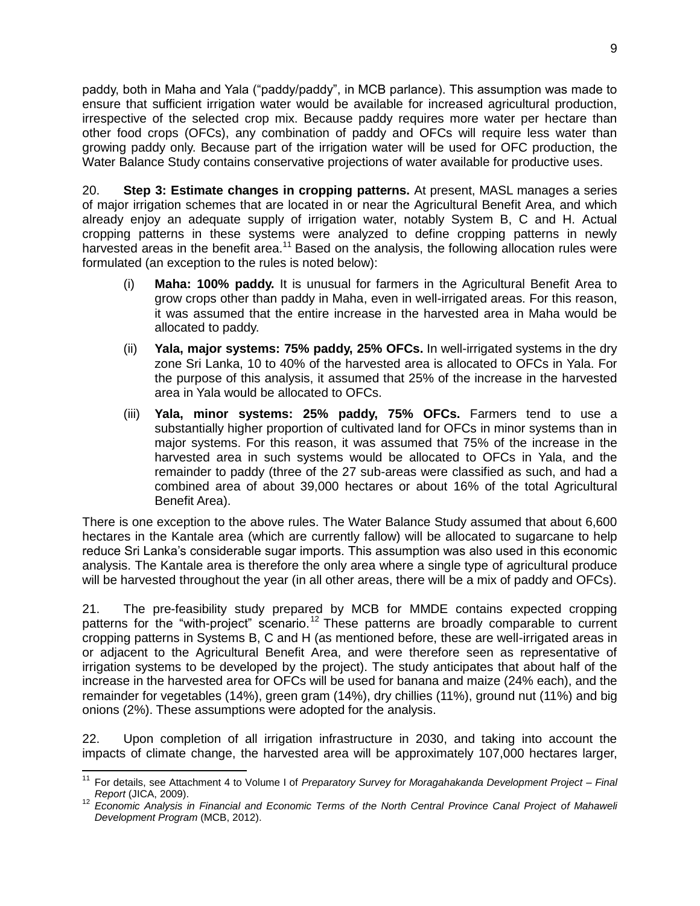paddy, both in Maha and Yala ("paddy/paddy", in MCB parlance). This assumption was made to ensure that sufficient irrigation water would be available for increased agricultural production, irrespective of the selected crop mix. Because paddy requires more water per hectare than other food crops (OFCs), any combination of paddy and OFCs will require less water than growing paddy only. Because part of the irrigation water will be used for OFC production, the Water Balance Study contains conservative projections of water available for productive uses.

20. **Step 3: Estimate changes in cropping patterns.** At present, MASL manages a series of major irrigation schemes that are located in or near the Agricultural Benefit Area, and which already enjoy an adequate supply of irrigation water, notably System B, C and H. Actual cropping patterns in these systems were analyzed to define cropping patterns in newly harvested areas in the benefit area.[11] Based on the analysis, the following allocation rules were formulated (an exception to the rules is noted below):

(i) **Maha: 100% paddy.** It is unusual for farmers in the Agricultural Benefit Area to grow crops other than paddy in Maha, even in well-irrigated areas. For this reason, it was assumed that the entire increase in the harvested area in Maha would be allocated to paddy.

(ii) **Yala, major systems: 75% paddy, 25% OFCs.** In well-irrigated systems in the dry zone Sri Lanka, 10 to 40% of the harvested area is allocated to OFCs in Yala. For the purpose of this analysis, it assumed that 25% of the increase in the harvested area in Yala would be allocated to OFCs.

(iii) **Yala, minor systems: 25% paddy, 75% OFCs.** Farmers tend to use a substantially higher proportion of cultivated land for OFCs in minor systems than in major systems. For this reason, it was assumed that 75% of the increase in the harvested area in such systems would be allocated to OFCs in Yala, and the remainder to paddy (three of the 27 sub-areas were classified as such, and had a combined area of about 39,000 hectares or about 16% of the total Agricultural Benefit Area).

There is one exception to the above rules. The Water Balance Study assumed that about 6,600 hectares in the Kantale area (which are currently fallow) will be allocated to sugarcane to help reduce Sri Lanka's considerable sugar imports. This assumption was also used in this economic analysis. The Kantale area is therefore the only area where a single type of agricultural produce will be harvested throughout the year (in all other areas, there will be a mix of paddy and OFCs).

21. The pre-feasibility study prepared by MCB for MMDE contains expected cropping patterns for the "with-project" scenario.[12] These patterns are broadly comparable to current cropping patterns in Systems B, C and H (as mentioned before, these are well-irrigated areas in or adjacent to the Agricultural Benefit Area, and were therefore seen as representative of irrigation systems to be developed by the project). The study anticipates that about half of the increase in the harvested area for OFCs will be used for banana and maize (24% each), and the remainder for vegetables (14%), green gram (14%), dry chillies (11%), ground nut (11%) and big onions (2%). These assumptions were adopted for the analysis.

22. Upon completion of all irrigation infrastructure in 2030, and taking into account the impacts of climate change, the harvested area will be approximately 107,000 hectares larger,

---

[11] For details, see Attachment 4 to Volume I of *Preparatory Survey for Moragahakanda Development Project – Final Report* (JICA, 2009).

[12] *Economic Analysis in Financial and Economic Terms of the North Central Province Canal Project of Mahaweli Development Program* (MCB, 2012).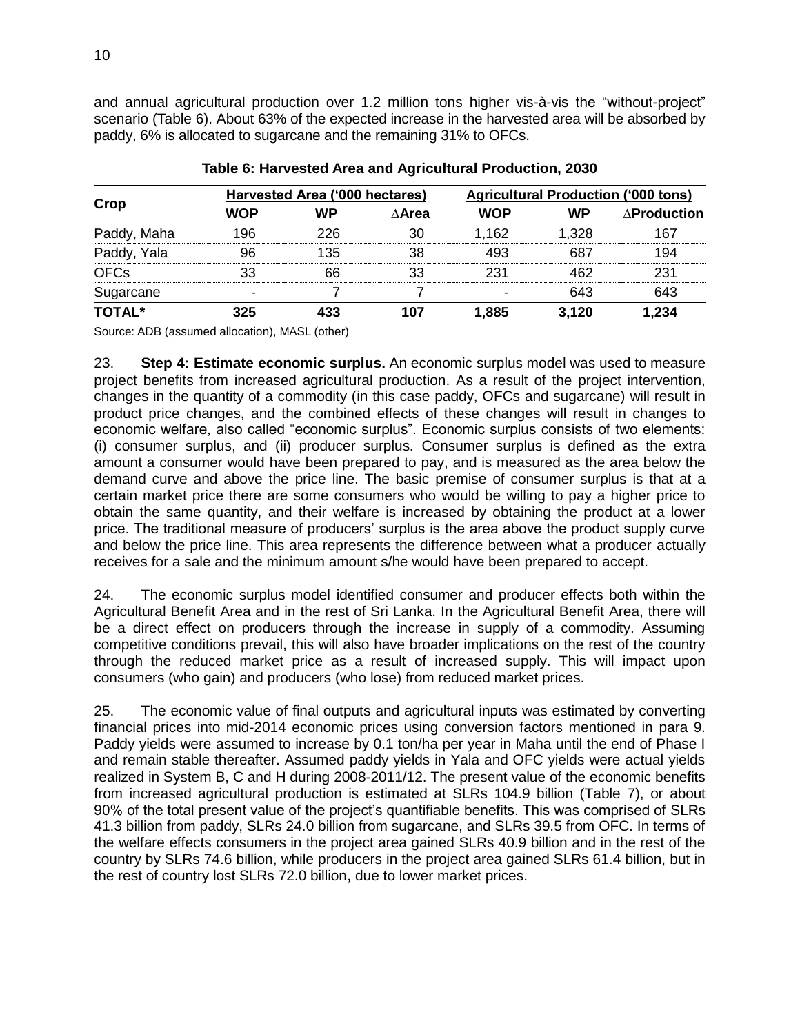and annual agricultural production over 1.2 million tons higher vis-à-vis the "without-project" scenario (Table 6). About 63% of the expected increase in the harvested area will be absorbed by paddy, 6% is allocated to sugarcane and the remaining 31% to OFCs.

**Table 6: Harvested Area and Agricultural Production, 2030**

| Crop | Harvested Area ('000 hectares) | | | Agricultural Production ('000 tons) | | |
|---|---|---|---|---|---|---|
| | WOP | WP | ∆Area | WOP | WP | ∆Production |
| Paddy, Maha | 196 | 226 | 30 | 1,162 | 1,328 | 167 |
| Paddy, Yala | 96 | 135 | 38 | 493 | 687 | 194 |
| OFCs | 33 | 66 | 33 | 231 | 462 | 231 |
| Sugarcane | - | 7 | 7 | - | 643 | 643 |
| **TOTAL*** | **325** | **433** | **107** | **1,885** | **3,120** | **1,234** |

Source: ADB (assumed allocation), MASL (other)

23. **Step 4: Estimate economic surplus.** An economic surplus model was used to measure project benefits from increased agricultural production. As a result of the project intervention, changes in the quantity of a commodity (in this case paddy, OFCs and sugarcane) will result in product price changes, and the combined effects of these changes will result in changes to economic welfare, also called "economic surplus". Economic surplus consists of two elements: (i) consumer surplus, and (ii) producer surplus. Consumer surplus is defined as the extra amount a consumer would have been prepared to pay, and is measured as the area below the demand curve and above the price line. The basic premise of consumer surplus is that at a certain market price there are some consumers who would be willing to pay a higher price to obtain the same quantity, and their welfare is increased by obtaining the product at a lower price. The traditional measure of producers' surplus is the area above the product supply curve and below the price line. This area represents the difference between what a producer actually receives for a sale and the minimum amount s/he would have been prepared to accept.

24. The economic surplus model identified consumer and producer effects both within the Agricultural Benefit Area and in the rest of Sri Lanka. In the Agricultural Benefit Area, there will be a direct effect on producers through the increase in supply of a commodity. Assuming competitive conditions prevail, this will also have broader implications on the rest of the country through the reduced market price as a result of increased supply. This will impact upon consumers (who gain) and producers (who lose) from reduced market prices.

25. The economic value of final outputs and agricultural inputs was estimated by converting financial prices into mid-2014 economic prices using conversion factors mentioned in para 9. Paddy yields were assumed to increase by 0.1 ton/ha per year in Maha until the end of Phase I and remain stable thereafter. Assumed paddy yields in Yala and OFC yields were actual yields realized in System B, C and H during 2008-2011/12. The present value of the economic benefits from increased agricultural production is estimated at SLRs 104.9 billion (Table 7), or about 90% of the total present value of the project's quantifiable benefits. This was comprised of SLRs 41.3 billion from paddy, SLRs 24.0 billion from sugarcane, and SLRs 39.5 from OFC. In terms of the welfare effects consumers in the project area gained SLRs 40.9 billion and in the rest of the country by SLRs 74.6 billion, while producers in the project area gained SLRs 61.4 billion, but in the rest of country lost SLRs 72.0 billion, due to lower market prices.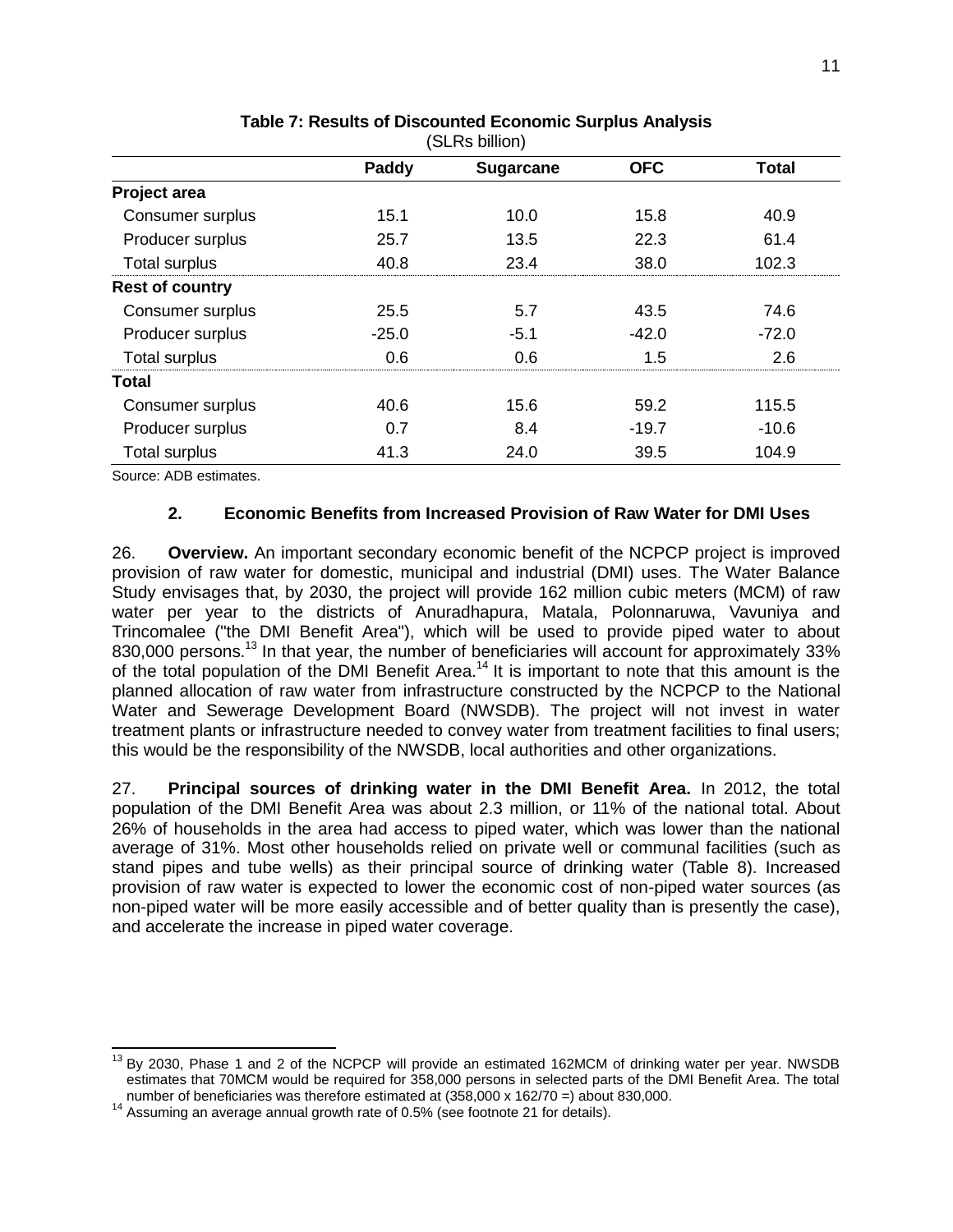**Table 7: Results of Discounted Economic Surplus Analysis**
(SLRs billion)

| | Paddy | Sugarcane | OFC | Total |
|---|---|---|---|---|
| **Project area** | | | | |
| Consumer surplus | 15.1 | 10.0 | 15.8 | 40.9 |
| Producer surplus | 25.7 | 13.5 | 22.3 | 61.4 |
| Total surplus | 40.8 | 23.4 | 38.0 | 102.3 |
| **Rest of country** | | | | |
| Consumer surplus | 25.5 | 5.7 | 43.5 | 74.6 |
| Producer surplus | -25.0 | -5.1 | -42.0 | -72.0 |
| Total surplus | 0.6 | 0.6 | 1.5 | 2.6 |
| **Total** | | | | |
| Consumer surplus | 40.6 | 15.6 | 59.2 | 115.5 |
| Producer surplus | 0.7 | 8.4 | -19.7 | -10.6 |
| Total surplus | 41.3 | 24.0 | 39.5 | 104.9 |

Source: ADB estimates.

### 2. Economic Benefits from Increased Provision of Raw Water for DMI Uses

26. **Overview.** An important secondary economic benefit of the NCPCP project is improved provision of raw water for domestic, municipal and industrial (DMI) uses. The Water Balance Study envisages that, by 2030, the project will provide 162 million cubic meters (MCM) of raw water per year to the districts of Anuradhapura, Matala, Polonnaruwa, Vavuniya and Trincomalee ("the DMI Benefit Area"), which will be used to provide piped water to about 830,000 persons.[13] In that year, the number of beneficiaries will account for approximately 33% of the total population of the DMI Benefit Area.[14] It is important to note that this amount is the planned allocation of raw water from infrastructure constructed by the NCPCP to the National Water and Sewerage Development Board (NWSDB). The project will not invest in water treatment plants or infrastructure needed to convey water from treatment facilities to final users; this would be the responsibility of the NWSDB, local authorities and other organizations.

27. **Principal sources of drinking water in the DMI Benefit Area.** In 2012, the total population of the DMI Benefit Area was about 2.3 million, or 11% of the national total. About 26% of households in the area had access to piped water, which was lower than the national average of 31%. Most other households relied on private well or communal facilities (such as stand pipes and tube wells) as their principal source of drinking water (Table 8). Increased provision of raw water is expected to lower the economic cost of non-piped water sources (as non-piped water will be more easily accessible and of better quality than is presently the case), and accelerate the increase in piped water coverage.

---

[13] By 2030, Phase 1 and 2 of the NCPCP will provide an estimated 162MCM of drinking water per year. NWSDB estimates that 70MCM would be required for 358,000 persons in selected parts of the DMI Benefit Area. The total number of beneficiaries was therefore estimated at (358,000 x 162/70 =) about 830,000.

[14] Assuming an average annual growth rate of 0.5% (see footnote 21 for details).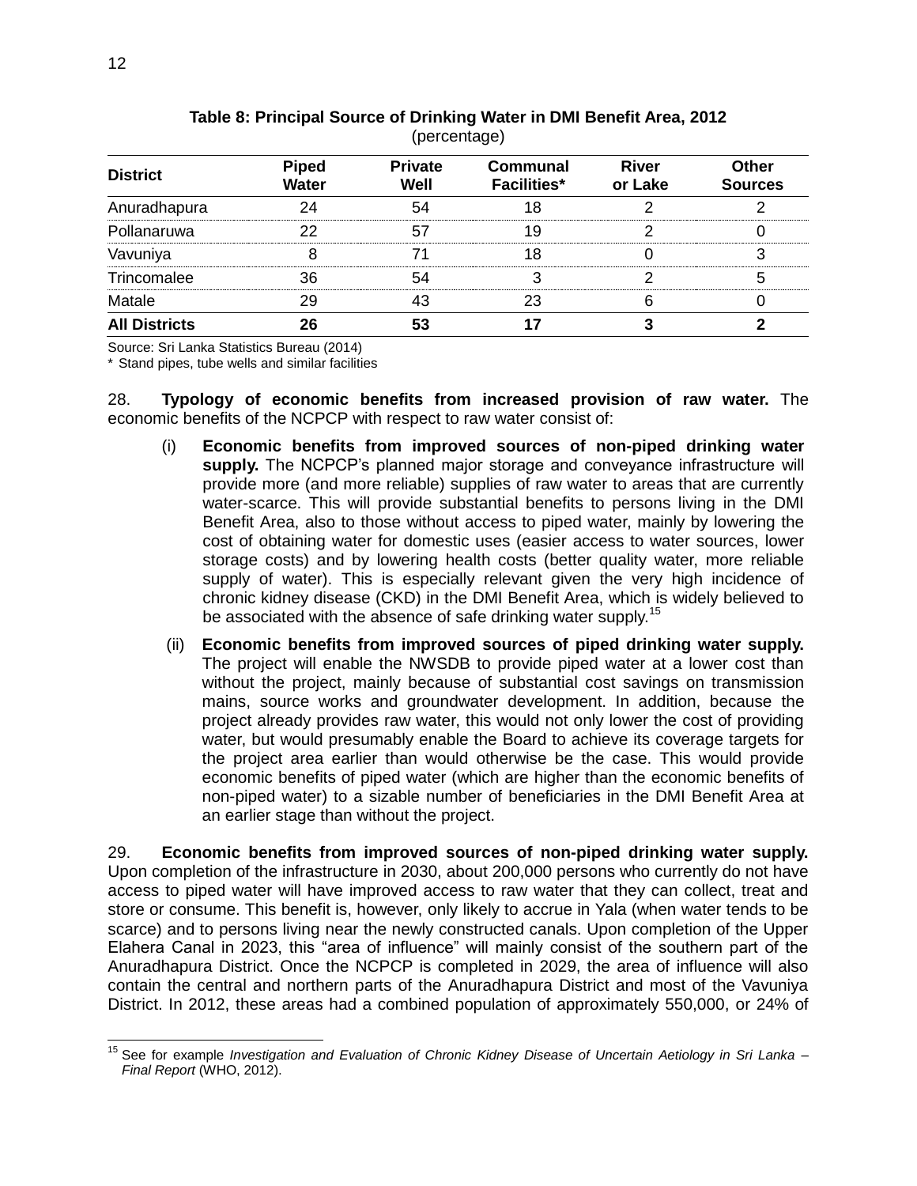**Table 8: Principal Source of Drinking Water in DMI Benefit Area, 2012**
(percentage)

| District | Piped Water | Private Well | Communal Facilities* | River or Lake | Other Sources |
|---|---|---|---|---|---|
| Anuradhapura | 24 | 54 | 18 | 2 | 2 |
| Pollanaruwa | 22 | 57 | 19 | 2 | 0 |
| Vavuniya | 8 | 71 | 18 | 0 | 3 |
| Trincomalee | 36 | 54 | 3 | 2 | 5 |
| Matale | 29 | 43 | 23 | 6 | 0 |
| **All Districts** | **26** | **53** | **17** | **3** | **2** |

Source: Sri Lanka Statistics Bureau (2014)
* Stand pipes, tube wells and similar facilities

28. **Typology of economic benefits from increased provision of raw water.** The economic benefits of the NCPCP with respect to raw water consist of:

(i) **Economic benefits from improved sources of non-piped drinking water supply.** The NCPCP's planned major storage and conveyance infrastructure will provide more (and more reliable) supplies of raw water to areas that are currently water-scarce. This will provide substantial benefits to persons living in the DMI Benefit Area, also to those without access to piped water, mainly by lowering the cost of obtaining water for domestic uses (easier access to water sources, lower storage costs) and by lowering health costs (better quality water, more reliable supply of water). This is especially relevant given the very high incidence of chronic kidney disease (CKD) in the DMI Benefit Area, which is widely believed to be associated with the absence of safe drinking water supply.[15]

(ii) **Economic benefits from improved sources of piped drinking water supply.** The project will enable the NWSDB to provide piped water at a lower cost than without the project, mainly because of substantial cost savings on transmission mains, source works and groundwater development. In addition, because the project already provides raw water, this would not only lower the cost of providing water, but would presumably enable the Board to achieve its coverage targets for the project area earlier than would otherwise be the case. This would provide economic benefits of piped water (which are higher than the economic benefits of non-piped water) to a sizable number of beneficiaries in the DMI Benefit Area at an earlier stage than without the project.

29. **Economic benefits from improved sources of non-piped drinking water supply.** Upon completion of the infrastructure in 2030, about 200,000 persons who currently do not have access to piped water will have improved access to raw water that they can collect, treat and store or consume. This benefit is, however, only likely to accrue in Yala (when water tends to be scarce) and to persons living near the newly constructed canals. Upon completion of the Upper Elahera Canal in 2023, this "area of influence" will mainly consist of the southern part of the Anuradhapura District. Once the NCPCP is completed in 2029, the area of influence will also contain the central and northern parts of the Anuradhapura District and most of the Vavuniya District. In 2012, these areas had a combined population of approximately 550,000, or 24% of

[15] See for example *Investigation and Evaluation of Chronic Kidney Disease of Uncertain Aetiology in Sri Lanka – Final Report* (WHO, 2012).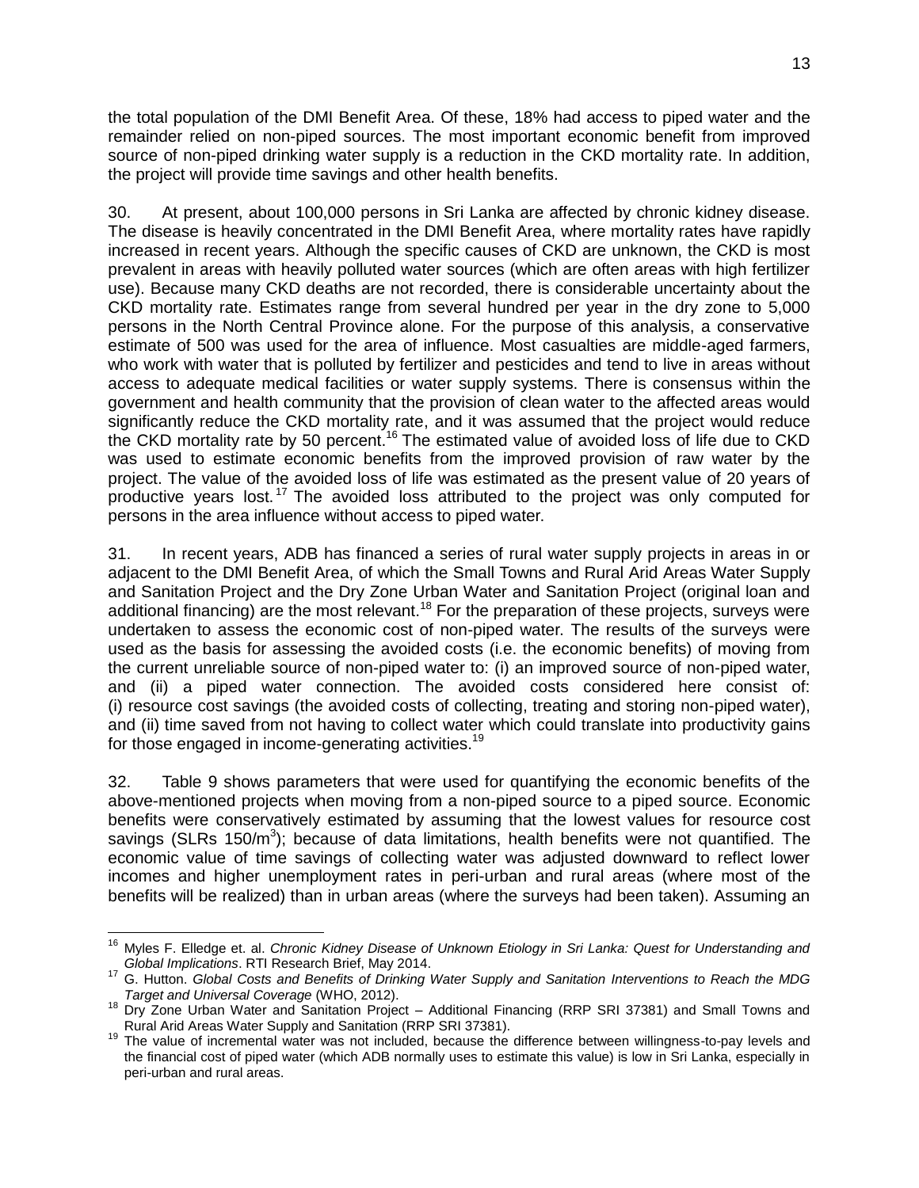the total population of the DMI Benefit Area. Of these, 18% had access to piped water and the remainder relied on non-piped sources. The most important economic benefit from improved source of non-piped drinking water supply is a reduction in the CKD mortality rate. In addition, the project will provide time savings and other health benefits.

30. At present, about 100,000 persons in Sri Lanka are affected by chronic kidney disease. The disease is heavily concentrated in the DMI Benefit Area, where mortality rates have rapidly increased in recent years. Although the specific causes of CKD are unknown, the CKD is most prevalent in areas with heavily polluted water sources (which are often areas with high fertilizer use). Because many CKD deaths are not recorded, there is considerable uncertainty about the CKD mortality rate. Estimates range from several hundred per year in the dry zone to 5,000 persons in the North Central Province alone. For the purpose of this analysis, a conservative estimate of 500 was used for the area of influence. Most casualties are middle-aged farmers, who work with water that is polluted by fertilizer and pesticides and tend to live in areas without access to adequate medical facilities or water supply systems. There is consensus within the government and health community that the provision of clean water to the affected areas would significantly reduce the CKD mortality rate, and it was assumed that the project would reduce the CKD mortality rate by 50 percent.[16] The estimated value of avoided loss of life due to CKD was used to estimate economic benefits from the improved provision of raw water by the project. The value of the avoided loss of life was estimated as the present value of 20 years of productive years lost.[17] The avoided loss attributed to the project was only computed for persons in the area influence without access to piped water.

31. In recent years, ADB has financed a series of rural water supply projects in areas in or adjacent to the DMI Benefit Area, of which the Small Towns and Rural Arid Areas Water Supply and Sanitation Project and the Dry Zone Urban Water and Sanitation Project (original loan and additional financing) are the most relevant.[18] For the preparation of these projects, surveys were undertaken to assess the economic cost of non-piped water. The results of the surveys were used as the basis for assessing the avoided costs (i.e. the economic benefits) of moving from the current unreliable source of non-piped water to: (i) an improved source of non-piped water, and (ii) a piped water connection. The avoided costs considered here consist of: (i) resource cost savings (the avoided costs of collecting, treating and storing non-piped water), and (ii) time saved from not having to collect water which could translate into productivity gains for those engaged in income-generating activities.[19]

32. Table 9 shows parameters that were used for quantifying the economic benefits of the above-mentioned projects when moving from a non-piped source to a piped source. Economic benefits were conservatively estimated by assuming that the lowest values for resource cost savings (SLRs 150/$m^3$); because of data limitations, health benefits were not quantified. The economic value of time savings of collecting water was adjusted downward to reflect lower incomes and higher unemployment rates in peri-urban and rural areas (where most of the benefits will be realized) than in urban areas (where the surveys had been taken). Assuming an

---

[16] Myles F. Elledge et. al. *Chronic Kidney Disease of Unknown Etiology in Sri Lanka: Quest for Understanding and Global Implications*. RTI Research Brief, May 2014.

[17] G. Hutton. *Global Costs and Benefits of Drinking Water Supply and Sanitation Interventions to Reach the MDG Target and Universal Coverage* (WHO, 2012).

[18] Dry Zone Urban Water and Sanitation Project – Additional Financing (RRP SRI 37381) and Small Towns and Rural Arid Areas Water Supply and Sanitation (RRP SRI 37381).

[19] The value of incremental water was not included, because the difference between willingness-to-pay levels and the financial cost of piped water (which ADB normally uses to estimate this value) is low in Sri Lanka, especially in peri-urban and rural areas.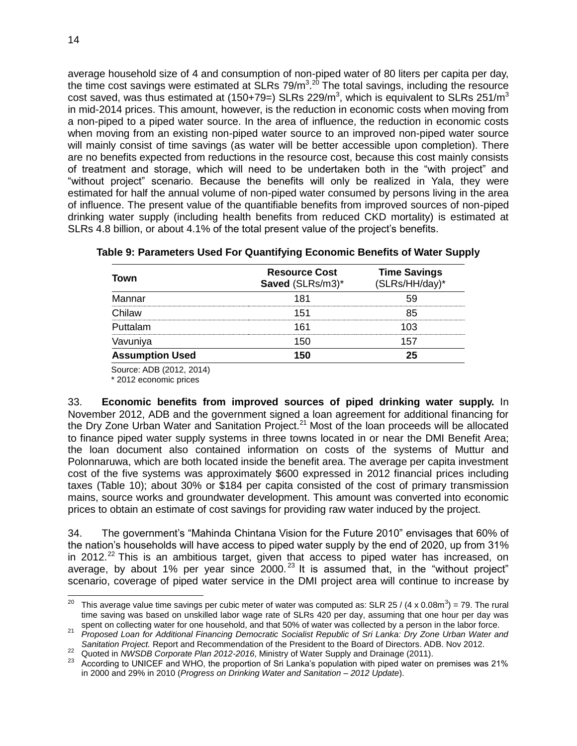average household size of 4 and consumption of non-piped water of 80 liters per capita per day, the time cost savings were estimated at SLRs 79/$m^3$.[20] The total savings, including the resource cost saved, was thus estimated at (150+79=) SLRs 229/$m^3$, which is equivalent to SLRs 251/$m^3$ in mid-2014 prices. This amount, however, is the reduction in economic costs when moving from a non-piped to a piped water source. In the area of influence, the reduction in economic costs when moving from an existing non-piped water source to an improved non-piped water source will mainly consist of time savings (as water will be better accessible upon completion). There are no benefits expected from reductions in the resource cost, because this cost mainly consists of treatment and storage, which will need to be undertaken both in the "with project" and "without project" scenario. Because the benefits will only be realized in Yala, they were estimated for half the annual volume of non-piped water consumed by persons living in the area of influence. The present value of the quantifiable benefits from improved sources of non-piped drinking water supply (including health benefits from reduced CKD mortality) is estimated at SLRs 4.8 billion, or about 4.1% of the total present value of the project's benefits.

**Table 9: Parameters Used For Quantifying Economic Benefits of Water Supply**

| Town | **Resource Cost Saved** (SLRs/m3)* | **Time Savings** (SLRs/HH/day)* |
|---|---|---|
| Mannar | 181 | 59 |
| Chilaw | 151 | 85 |
| Puttalam | 161 | 103 |
| Vavuniya | 150 | 157 |
| **Assumption Used** | **150** | **25** |

Source: ADB (2012, 2014)
\* 2012 economic prices

33. **Economic benefits from improved sources of piped drinking water supply.** In November 2012, ADB and the government signed a loan agreement for additional financing for the Dry Zone Urban Water and Sanitation Project.[21] Most of the loan proceeds will be allocated to finance piped water supply systems in three towns located in or near the DMI Benefit Area; the loan document also contained information on costs of the systems of Muttur and Polonnaruwa, which are both located inside the benefit area. The average per capita investment cost of the five systems was approximately \$600 expressed in 2012 financial prices including taxes (Table 10); about 30% or \$184 per capita consisted of the cost of primary transmission mains, source works and groundwater development. This amount was converted into economic prices to obtain an estimate of cost savings for providing raw water induced by the project.

34. The government's "Mahinda Chintana Vision for the Future 2010" envisages that 60% of the nation's households will have access to piped water supply by the end of 2020, up from 31% in 2012.[22] This is an ambitious target, given that access to piped water has increased, on average, by about 1% per year since 2000.[23] It is assumed that, in the "without project" scenario, coverage of piped water service in the DMI project area will continue to increase by

---

[20] This average value time savings per cubic meter of water was computed as: SLR 25 / (4 x 0.08$m^3$) = 79. The rural time saving was based on unskilled labor wage rate of SLRs 420 per day, assuming that one hour per day was spent on collecting water for one household, and that 50% of water was collected by a person in the labor force.

[21] *Proposed Loan for Additional Financing Democratic Socialist Republic of Sri Lanka: Dry Zone Urban Water and Sanitation Project.* Report and Recommendation of the President to the Board of Directors. ADB. Nov 2012.

[22] Quoted in *NWSDB Corporate Plan 2012-2016*, Ministry of Water Supply and Drainage (2011).

[23] According to UNICEF and WHO, the proportion of Sri Lanka's population with piped water on premises was 21% in 2000 and 29% in 2010 (*Progress on Drinking Water and Sanitation – 2012 Update*).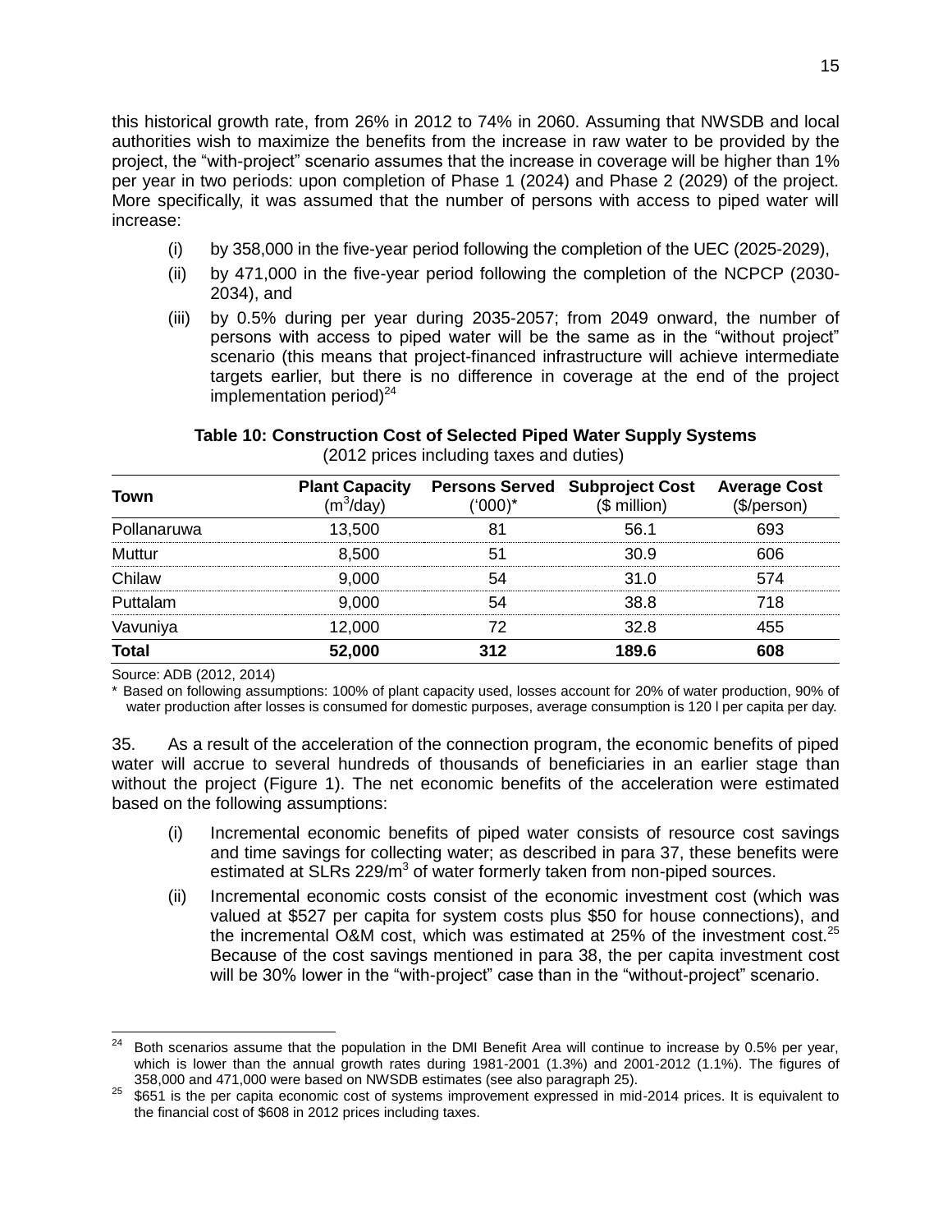this historical growth rate, from 26% in 2012 to 74% in 2060. Assuming that NWSDB and local authorities wish to maximize the benefits from the increase in raw water to be provided by the project, the "with-project" scenario assumes that the increase in coverage will be higher than 1% per year in two periods: upon completion of Phase 1 (2024) and Phase 2 (2029) of the project. More specifically, it was assumed that the number of persons with access to piped water will increase:

(i) by 358,000 in the five-year period following the completion of the UEC (2025-2029),

(ii) by 471,000 in the five-year period following the completion of the NCPCP (2030-2034), and

(iii) by 0.5% during per year during 2035-2057; from 2049 onward, the number of persons with access to piped water will be the same as in the "without project" scenario (this means that project-financed infrastructure will achieve intermediate targets earlier, but there is no difference in coverage at the end of the project implementation period)[24]

**Table 10: Construction Cost of Selected Piped Water Supply Systems**
(2012 prices including taxes and duties)

| Town | Plant Capacity ($m^3$/day) | Persons Served ('000)* | Subproject Cost ($ million) | Average Cost ($/person) |
|---|---|---|---|---|
| Pollanaruwa | 13,500 | 81 | 56.1 | 693 |
| Muttur | 8,500 | 51 | 30.9 | 606 |
| Chilaw | 9,000 | 54 | 31.0 | 574 |
| Puttalam | 9,000 | 54 | 38.8 | 718 |
| Vavuniya | 12,000 | 72 | 32.8 | 455 |
| **Total** | **52,000** | **312** | **189.6** | **608** |

Source: ADB (2012, 2014)

\* Based on following assumptions: 100% of plant capacity used, losses account for 20% of water production, 90% of water production after losses is consumed for domestic purposes, average consumption is 120 l per capita per day.

35. As a result of the acceleration of the connection program, the economic benefits of piped water will accrue to several hundreds of thousands of beneficiaries in an earlier stage than without the project (Figure 1). The net economic benefits of the acceleration were estimated based on the following assumptions:

(i) Incremental economic benefits of piped water consists of resource cost savings and time savings for collecting water; as described in para 37, these benefits were estimated at SLRs 229/$m^3$ of water formerly taken from non-piped sources.

(ii) Incremental economic costs consist of the economic investment cost (which was valued at $527 per capita for system costs plus $50 for house connections), and the incremental O&M cost, which was estimated at 25% of the investment cost.[25] Because of the cost savings mentioned in para 38, the per capita investment cost will be 30% lower in the "with-project" case than in the "without-project" scenario.

---

[24] Both scenarios assume that the population in the DMI Benefit Area will continue to increase by 0.5% per year, which is lower than the annual growth rates during 1981-2001 (1.3%) and 2001-2012 (1.1%). The figures of 358,000 and 471,000 were based on NWSDB estimates (see also paragraph 25).

[25] $651 is the per capita economic cost of systems improvement expressed in mid-2014 prices. It is equivalent to the financial cost of $608 in 2012 prices including taxes.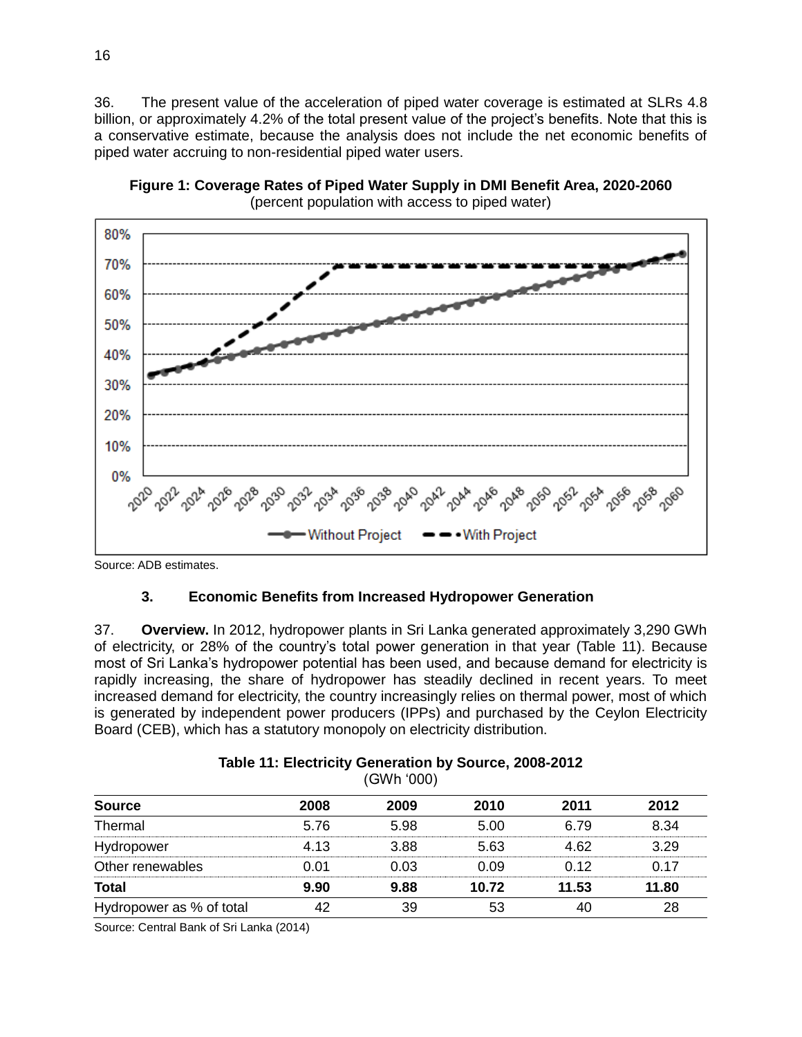36. The present value of the acceleration of piped water coverage is estimated at SLRs 4.8 billion, or approximately 4.2% of the total present value of the project's benefits. Note that this is a conservative estimate, because the analysis does not include the net economic benefits of piped water accruing to non-residential piped water users.

**Figure 1: Coverage Rates of Piped Water Supply in DMI Benefit Area, 2020-2060**
(percent population with access to piped water)

Source: ADB estimates.

### 3. Economic Benefits from Increased Hydropower Generation

37. **Overview.** In 2012, hydropower plants in Sri Lanka generated approximately 3,290 GWh of electricity, or 28% of the country's total power generation in that year (Table 11). Because most of Sri Lanka's hydropower potential has been used, and because demand for electricity is rapidly increasing, the share of hydropower has steadily declined in recent years. To meet increased demand for electricity, the country increasingly relies on thermal power, most of which is generated by independent power producers (IPPs) and purchased by the Ceylon Electricity Board (CEB), which has a statutory monopoly on electricity distribution.

**Table 11: Electricity Generation by Source, 2008-2012**
(GWh '000)

| Source | 2008 | 2009 | 2010 | 2011 | 2012 |
|---|---|---|---|---|---|
| Thermal | 5.76 | 5.98 | 5.00 | 6.79 | 8.34 |
| Hydropower | 4.13 | 3.88 | 5.63 | 4.62 | 3.29 |
| Other renewables | 0.01 | 0.03 | 0.09 | 0.12 | 0.17 |
| **Total** | **9.90** | **9.88** | **10.72** | **11.53** | **11.80** |
| Hydropower as % of total | 42 | 39 | 53 | 40 | 28 |

Source: Central Bank of Sri Lanka (2014)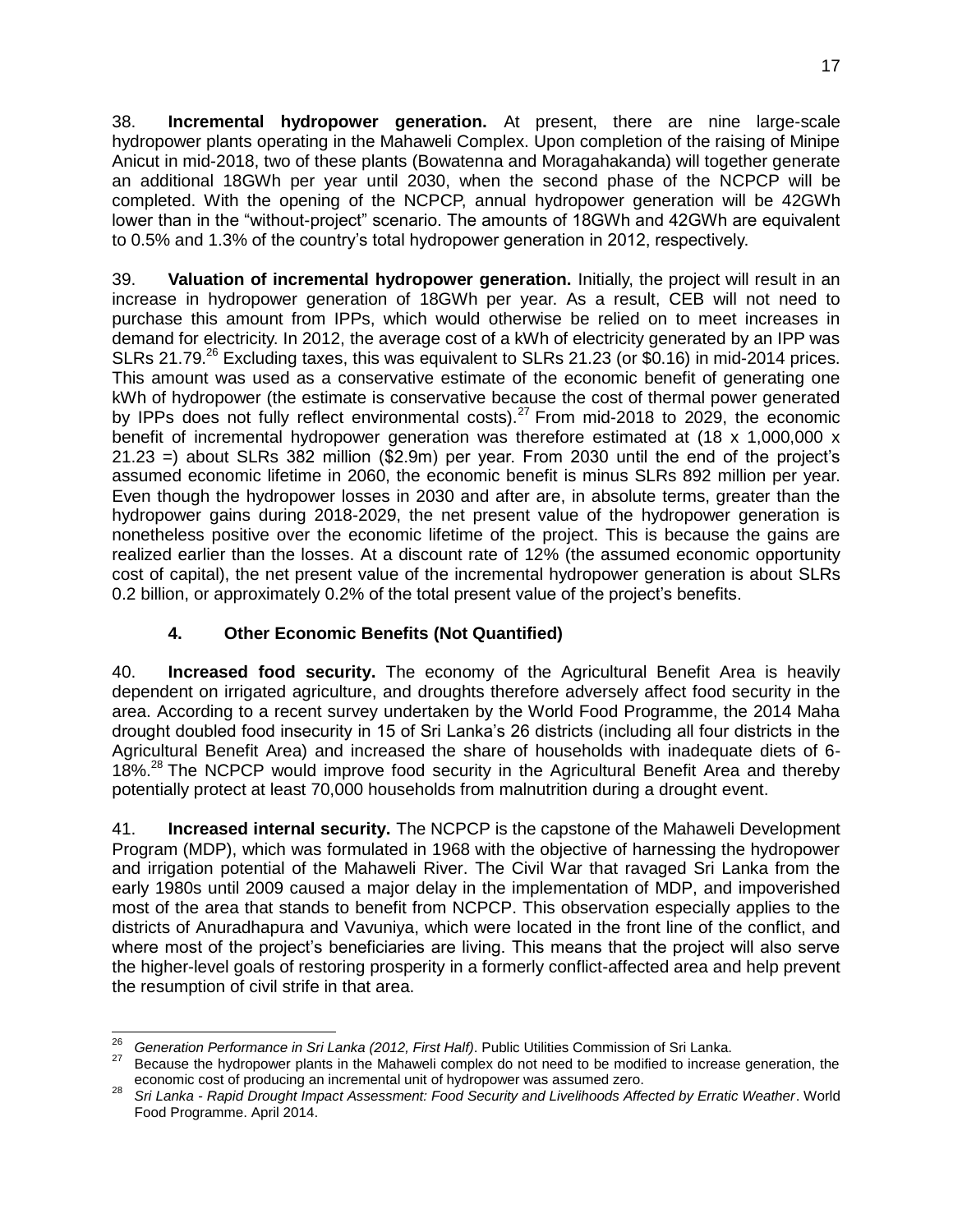38. **Incremental hydropower generation.** At present, there are nine large-scale hydropower plants operating in the Mahaweli Complex. Upon completion of the raising of Minipe Anicut in mid-2018, two of these plants (Bowatenna and Moragahakanda) will together generate an additional 18GWh per year until 2030, when the second phase of the NCPCP will be completed. With the opening of the NCPCP, annual hydropower generation will be 42GWh lower than in the "without-project" scenario. The amounts of 18GWh and 42GWh are equivalent to 0.5% and 1.3% of the country's total hydropower generation in 2012, respectively.

39. **Valuation of incremental hydropower generation.** Initially, the project will result in an increase in hydropower generation of 18GWh per year. As a result, CEB will not need to purchase this amount from IPPs, which would otherwise be relied on to meet increases in demand for electricity. In 2012, the average cost of a kWh of electricity generated by an IPP was SLRs 21.79.[26] Excluding taxes, this was equivalent to SLRs 21.23 (or $0.16) in mid-2014 prices. This amount was used as a conservative estimate of the economic benefit of generating one kWh of hydropower (the estimate is conservative because the cost of thermal power generated by IPPs does not fully reflect environmental costs).[27] From mid-2018 to 2029, the economic benefit of incremental hydropower generation was therefore estimated at (18 x 1,000,000 x 21.23 =) about SLRs 382 million ($2.9m) per year. From 2030 until the end of the project's assumed economic lifetime in 2060, the economic benefit is minus SLRs 892 million per year. Even though the hydropower losses in 2030 and after are, in absolute terms, greater than the hydropower gains during 2018-2029, the net present value of the hydropower generation is nonetheless positive over the economic lifetime of the project. This is because the gains are realized earlier than the losses. At a discount rate of 12% (the assumed economic opportunity cost of capital), the net present value of the incremental hydropower generation is about SLRs 0.2 billion, or approximately 0.2% of the total present value of the project's benefits.

### 4. Other Economic Benefits (Not Quantified)

40. **Increased food security.** The economy of the Agricultural Benefit Area is heavily dependent on irrigated agriculture, and droughts therefore adversely affect food security in the area. According to a recent survey undertaken by the World Food Programme, the 2014 Maha drought doubled food insecurity in 15 of Sri Lanka's 26 districts (including all four districts in the Agricultural Benefit Area) and increased the share of households with inadequate diets of 6-18%.[28] The NCPCP would improve food security in the Agricultural Benefit Area and thereby potentially protect at least 70,000 households from malnutrition during a drought event.

41. **Increased internal security.** The NCPCP is the capstone of the Mahaweli Development Program (MDP), which was formulated in 1968 with the objective of harnessing the hydropower and irrigation potential of the Mahaweli River. The Civil War that ravaged Sri Lanka from the early 1980s until 2009 caused a major delay in the implementation of MDP, and impoverished most of the area that stands to benefit from NCPCP. This observation especially applies to the districts of Anuradhapura and Vavuniya, which were located in the front line of the conflict, and where most of the project's beneficiaries are living. This means that the project will also serve the higher-level goals of restoring prosperity in a formerly conflict-affected area and help prevent the resumption of civil strife in that area.

---

[26] *Generation Performance in Sri Lanka (2012, First Half)*. Public Utilities Commission of Sri Lanka.

[27] Because the hydropower plants in the Mahaweli complex do not need to be modified to increase generation, the economic cost of producing an incremental unit of hydropower was assumed zero.

[28] *Sri Lanka - Rapid Drought Impact Assessment: Food Security and Livelihoods Affected by Erratic Weather*. World Food Programme. April 2014.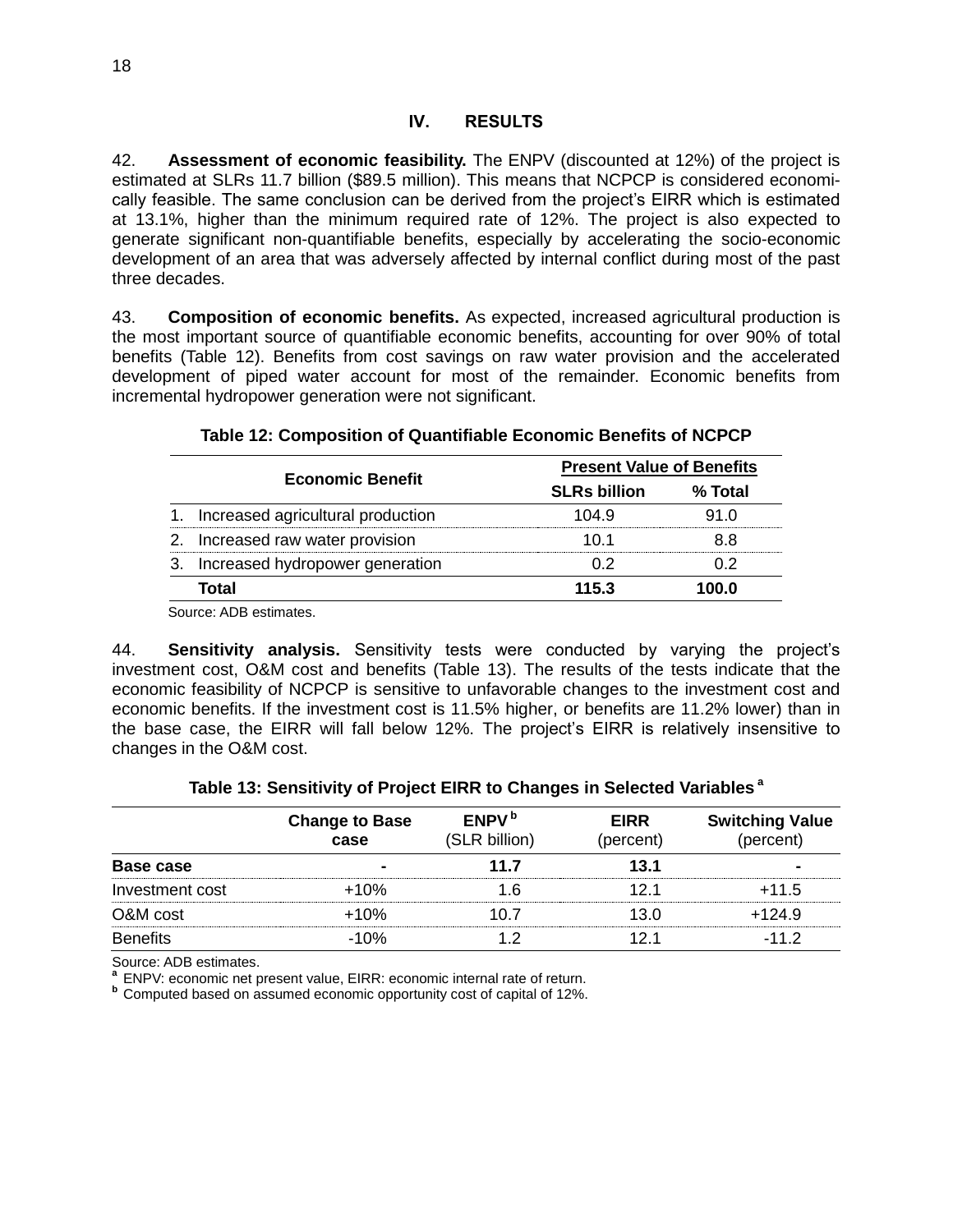## IV. RESULTS

42. **Assessment of economic feasibility.** The ENPV (discounted at 12%) of the project is estimated at SLRs 11.7 billion ($89.5 million). This means that NCPCP is considered economically feasible. The same conclusion can be derived from the project's EIRR which is estimated at 13.1%, higher than the minimum required rate of 12%. The project is also expected to generate significant non-quantifiable benefits, especially by accelerating the socio-economic development of an area that was adversely affected by internal conflict during most of the past three decades.

43. **Composition of economic benefits.** As expected, increased agricultural production is the most important source of quantifiable economic benefits, accounting for over 90% of total benefits (Table 12). Benefits from cost savings on raw water provision and the accelerated development of piped water account for most of the remainder. Economic benefits from incremental hydropower generation were not significant.

**Table 12: Composition of Quantifiable Economic Benefits of NCPCP**

| Economic Benefit | Present Value of Benefits | |
|---|---|---|
| | SLRs billion | % Total |
| 1. Increased agricultural production | 104.9 | 91.0 |
| 2. Increased raw water provision | 10.1 | 8.8 |
| 3. Increased hydropower generation | 0.2 | 0.2 |
| **Total** | **115.3** | **100.0** |

Source: ADB estimates.

44. **Sensitivity analysis.** Sensitivity tests were conducted by varying the project's investment cost, O&M cost and benefits (Table 13). The results of the tests indicate that the economic feasibility of NCPCP is sensitive to unfavorable changes to the investment cost and economic benefits. If the investment cost is 11.5% higher, or benefits are 11.2% lower) than in the base case, the EIRR will fall below 12%. The project's EIRR is relatively insensitive to changes in the O&M cost.

**Table 13: Sensitivity of Project EIRR to Changes in Selected Variables [a]**

| | Change to Base case | ENPV [b] (SLR billion) | EIRR (percent) | Switching Value (percent) |
|---|---|---|---|---|
| **Base case** | - | **11.7** | **13.1** | - |
| Investment cost | +10% | 1.6 | 12.1 | +11.5 |
| O&M cost | +10% | 10.7 | 13.0 | +124.9 |
| Benefits | -10% | 1.2 | 12.1 | -11.2 |

Source: ADB estimates.

[a] ENPV: economic net present value, EIRR: economic internal rate of return.

[b] Computed based on assumed economic opportunity cost of capital of 12%.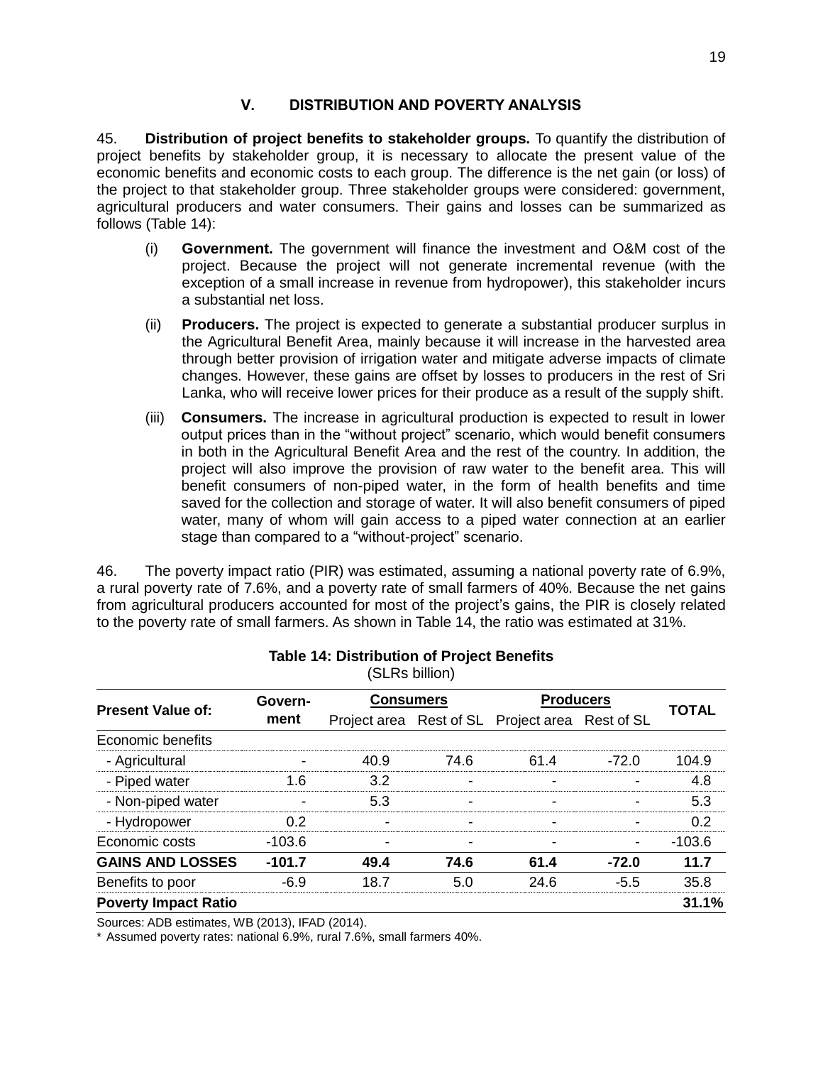## V. DISTRIBUTION AND POVERTY ANALYSIS

45. **Distribution of project benefits to stakeholder groups.** To quantify the distribution of project benefits by stakeholder group, it is necessary to allocate the present value of the economic benefits and economic costs to each group. The difference is the net gain (or loss) of the project to that stakeholder group. Three stakeholder groups were considered: government, agricultural producers and water consumers. Their gains and losses can be summarized as follows (Table 14):

(i) **Government.** The government will finance the investment and O&M cost of the project. Because the project will not generate incremental revenue (with the exception of a small increase in revenue from hydropower), this stakeholder incurs a substantial net loss.

(ii) **Producers.** The project is expected to generate a substantial producer surplus in the Agricultural Benefit Area, mainly because it will increase in the harvested area through better provision of irrigation water and mitigate adverse impacts of climate changes. However, these gains are offset by losses to producers in the rest of Sri Lanka, who will receive lower prices for their produce as a result of the supply shift.

(iii) **Consumers.** The increase in agricultural production is expected to result in lower output prices than in the "without project" scenario, which would benefit consumers in both in the Agricultural Benefit Area and the rest of the country. In addition, the project will also improve the provision of raw water to the benefit area. This will benefit consumers of non-piped water, in the form of health benefits and time saved for the collection and storage of water. It will also benefit consumers of piped water, many of whom will gain access to a piped water connection at an earlier stage than compared to a "without-project" scenario.

46. The poverty impact ratio (PIR) was estimated, assuming a national poverty rate of 6.9%, a rural poverty rate of 7.6%, and a poverty rate of small farmers of 40%. Because the net gains from agricultural producers accounted for most of the project's gains, the PIR is closely related to the poverty rate of small farmers. As shown in Table 14, the ratio was estimated at 31%.

**Table 14: Distribution of Project Benefits**
(SLRs billion)

| Present Value of: | Government | Consumers | | Producers | | TOTAL |
|---|---|---|---|---|---|---|
| | | Project area | Rest of SL | Project area | Rest of SL | |
| Economic benefits | | | | | | |
| - Agricultural | - | 40.9 | 74.6 | 61.4 | -72.0 | 104.9 |
| - Piped water | 1.6 | 3.2 | - | - | - | 4.8 |
| - Non-piped water | - | 5.3 | - | - | - | 5.3 |
| - Hydropower | 0.2 | - | - | - | - | 0.2 |
| Economic costs | -103.6 | - | - | - | - | -103.6 |
| **GAINS AND LOSSES** | **-101.7** | **49.4** | **74.6** | **61.4** | **-72.0** | **11.7** |
| Benefits to poor | -6.9 | 18.7 | 5.0 | 24.6 | -5.5 | 35.8 |
| **Poverty Impact Ratio** | | | | | | **31.1%** |

Sources: ADB estimates, WB (2013), IFAD (2014).
\* Assumed poverty rates: national 6.9%, rural 7.6%, small farmers 40%.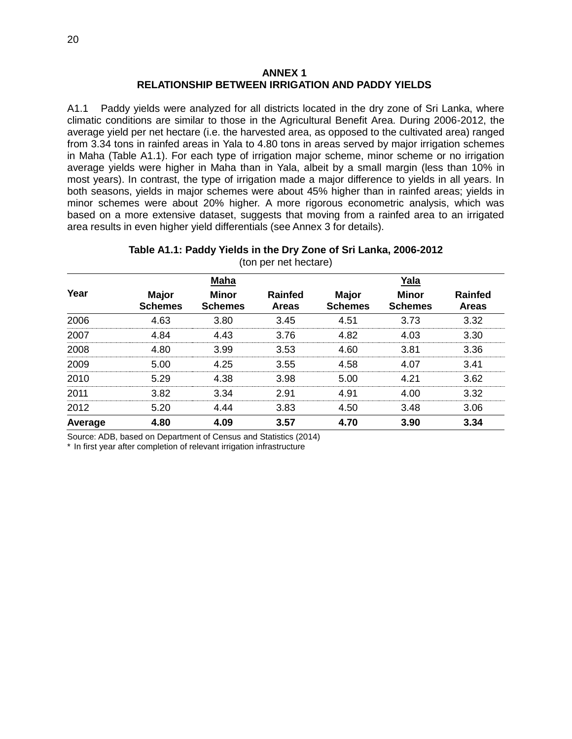# ANNEX 1
## RELATIONSHIP BETWEEN IRRIGATION AND PADDY YIELDS

A1.1 Paddy yields were analyzed for all districts located in the dry zone of Sri Lanka, where climatic conditions are similar to those in the Agricultural Benefit Area. During 2006-2012, the average yield per net hectare (i.e. the harvested area, as opposed to the cultivated area) ranged from 3.34 tons in rainfed areas in Yala to 4.80 tons in areas served by major irrigation schemes in Maha (Table A1.1). For each type of irrigation major scheme, minor scheme or no irrigation average yields were higher in Maha than in Yala, albeit by a small margin (less than 10% in most years). In contrast, the type of irrigation made a major difference to yields in all years. In both seasons, yields in major schemes were about 45% higher than in rainfed areas; yields in minor schemes were about 20% higher. A more rigorous econometric analysis, which was based on a more extensive dataset, suggests that moving from a rainfed area to an irrigated area results in even higher yield differentials (see Annex 3 for details).

**Table A1.1: Paddy Yields in the Dry Zone of Sri Lanka, 2006-2012**
(ton per net hectare)

| Year | Maha | | | Yala | | |
|---|---|---|---|---|---|---|
| | **Major Schemes** | **Minor Schemes** | **Rainfed Areas** | **Major Schemes** | **Minor Schemes** | **Rainfed Areas** |
| 2006 | 4.63 | 3.80 | 3.45 | 4.51 | 3.73 | 3.32 |
| 2007 | 4.84 | 4.43 | 3.76 | 4.82 | 4.03 | 3.30 |
| 2008 | 4.80 | 3.99 | 3.53 | 4.60 | 3.81 | 3.36 |
| 2009 | 5.00 | 4.25 | 3.55 | 4.58 | 4.07 | 3.41 |
| 2010 | 5.29 | 4.38 | 3.98 | 5.00 | 4.21 | 3.62 |
| 2011 | 3.82 | 3.34 | 2.91 | 4.91 | 4.00 | 3.32 |
| 2012 | 5.20 | 4.44 | 3.83 | 4.50 | 3.48 | 3.06 |
| **Average** | **4.80** | **4.09** | **3.57** | **4.70** | **3.90** | **3.34** |

Source: ADB, based on Department of Census and Statistics (2014)
* In first year after completion of relevant irrigation infrastructure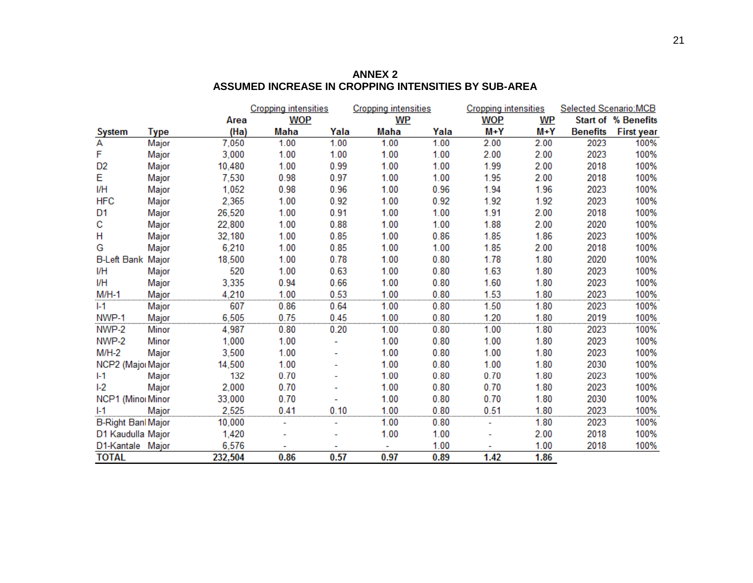**ANNEX 2**
**ASSUMED INCREASE IN CROPPING INTENSITIES BY SUB-AREA**

| System | Type | Area (Ha) | Cropping intensities WOP Maha | WOP Yala | Cropping intensities WP Maha | WP Yala | Cropping intensities WOP M+Y | WP M+Y | Selected Scenario:MCB Start of Benefits | % Benefits First year |
|---|---|---|---|---|---|---|---|---|---|---|
| A | Major | 7,050 | 1.00 | 1.00 | 1.00 | 1.00 | 2.00 | 2.00 | 2023 | 100% |
| F | Major | 3,000 | 1.00 | 1.00 | 1.00 | 1.00 | 2.00 | 2.00 | 2023 | 100% |
| D2 | Major | 10,480 | 1.00 | 0.99 | 1.00 | 1.00 | 1.99 | 2.00 | 2018 | 100% |
| E | Major | 7,530 | 0.98 | 0.97 | 1.00 | 1.00 | 1.95 | 2.00 | 2018 | 100% |
| I/H | Major | 1,052 | 0.98 | 0.96 | 1.00 | 0.96 | 1.94 | 1.96 | 2023 | 100% |
| HFC | Major | 2,365 | 1.00 | 0.92 | 1.00 | 0.92 | 1.92 | 1.92 | 2023 | 100% |
| D1 | Major | 26,520 | 1.00 | 0.91 | 1.00 | 1.00 | 1.91 | 2.00 | 2018 | 100% |
| C | Major | 22,800 | 1.00 | 0.88 | 1.00 | 1.00 | 1.88 | 2.00 | 2020 | 100% |
| H | Major | 32,180 | 1.00 | 0.85 | 1.00 | 0.86 | 1.85 | 1.86 | 2023 | 100% |
| G | Major | 6,210 | 1.00 | 0.85 | 1.00 | 1.00 | 1.85 | 2.00 | 2018 | 100% |
| B-Left Bank | Major | 18,500 | 1.00 | 0.78 | 1.00 | 0.80 | 1.78 | 1.80 | 2020 | 100% |
| I/H | Major | 520 | 1.00 | 0.63 | 1.00 | 0.80 | 1.63 | 1.80 | 2023 | 100% |
| I/H | Major | 3,335 | 0.94 | 0.66 | 1.00 | 0.80 | 1.60 | 1.80 | 2023 | 100% |
| M/H-1 | Major | 4,210 | 1.00 | 0.53 | 1.00 | 0.80 | 1.53 | 1.80 | 2023 | 100% |
| I-1 | Major | 607 | 0.86 | 0.64 | 1.00 | 0.80 | 1.50 | 1.80 | 2023 | 100% |
| NWP-1 | Major | 6,505 | 0.75 | 0.45 | 1.00 | 0.80 | 1.20 | 1.80 | 2019 | 100% |
| NWP-2 | Minor | 4,987 | 0.80 | 0.20 | 1.00 | 0.80 | 1.00 | 1.80 | 2023 | 100% |
| NWP-2 | Minor | 1,000 | 1.00 | - | 1.00 | 0.80 | 1.00 | 1.80 | 2023 | 100% |
| M/H-2 | Major | 3,500 | 1.00 | - | 1.00 | 0.80 | 1.00 | 1.80 | 2023 | 100% |
| NCP2 (Major | Major | 14,500 | 1.00 | - | 1.00 | 0.80 | 1.00 | 1.80 | 2030 | 100% |
| I-1 | Major | 132 | 0.70 | - | 1.00 | 0.80 | 0.70 | 1.80 | 2023 | 100% |
| I-2 | Major | 2,000 | 0.70 | - | 1.00 | 0.80 | 0.70 | 1.80 | 2023 | 100% |
| NCP1 (Minor | Minor | 33,000 | 0.70 | - | 1.00 | 0.80 | 0.70 | 1.80 | 2030 | 100% |
| I-1 | Major | 2,525 | 0.41 | 0.10 | 1.00 | 0.80 | 0.51 | 1.80 | 2023 | 100% |
| B-Right Bank | Major | 10,000 | - | - | 1.00 | 0.80 | - | 1.80 | 2023 | 100% |
| D1 Kaudulla | Major | 1,420 | - | - | 1.00 | 1.00 | - | 2.00 | 2018 | 100% |
| D1-Kantale | Major | 6,576 | - | - | - | 1.00 | - | 1.00 | 2018 | 100% |
| **TOTAL** | | **232,504** | **0.86** | **0.57** | **0.97** | **0.89** | **1.42** | **1.86** | | |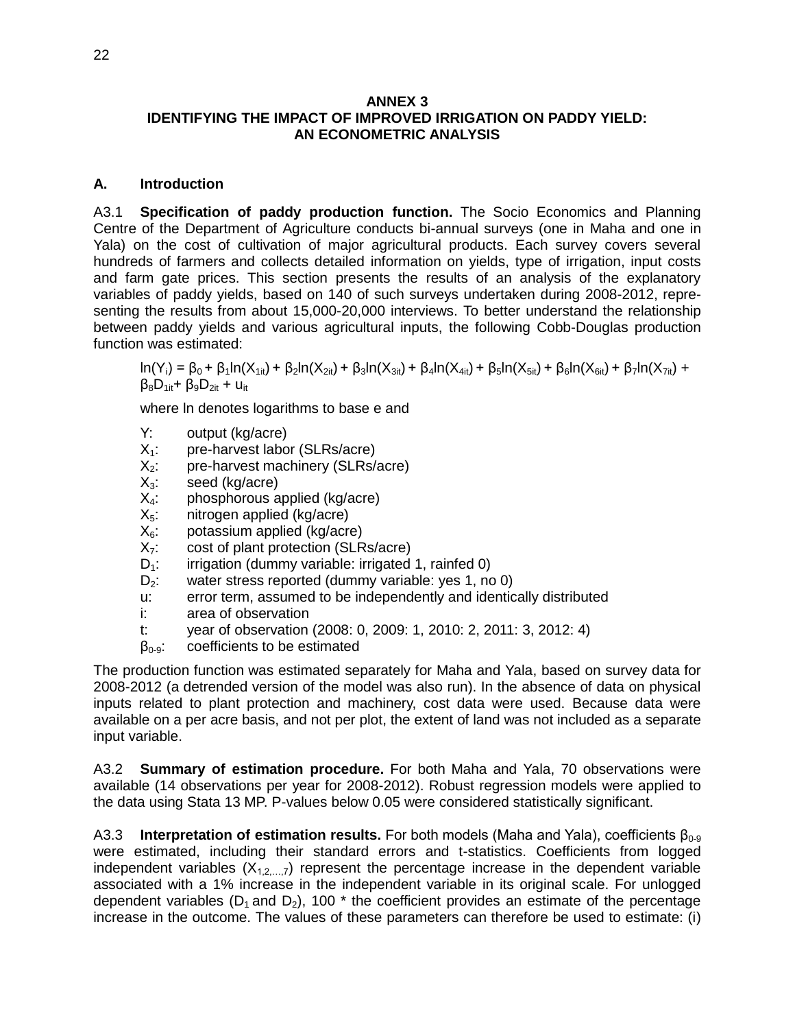## ANNEX 3
## IDENTIFYING THE IMPACT OF IMPROVED IRRIGATION ON PADDY YIELD: AN ECONOMETRIC ANALYSIS

### A. Introduction

A3.1 **Specification of paddy production function.** The Socio Economics and Planning Centre of the Department of Agriculture conducts bi-annual surveys (one in Maha and one in Yala) on the cost of cultivation of major agricultural products. Each survey covers several hundreds of farmers and collects detailed information on yields, type of irrigation, input costs and farm gate prices. This section presents the results of an analysis of the explanatory variables of paddy yields, based on 140 of such surveys undertaken during 2008-2012, representing the results from about 15,000-20,000 interviews. To better understand the relationship between paddy yields and various agricultural inputs, the following Cobb-Douglas production function was estimated:

$$\ln(Y_i) = \beta_0 + \beta_1\ln(X_{1it}) + \beta_2\ln(X_{2it}) + \beta_3\ln(X_{3it}) + \beta_4\ln(X_{4it}) + \beta_5\ln(X_{5it}) + \beta_6\ln(X_{6it}) + \beta_7\ln(X_{7it}) + \beta_8 D_{1it} + \beta_9 D_{2it} + u_{it}$$

where ln denotes logarithms to base e and

- $Y$: output (kg/acre)
- $X_1$: pre-harvest labor (SLRs/acre)
- $X_2$: pre-harvest machinery (SLRs/acre)
- $X_3$: seed (kg/acre)
- $X_4$: phosphorous applied (kg/acre)
- $X_5$: nitrogen applied (kg/acre)
- $X_6$: potassium applied (kg/acre)
- $X_7$: cost of plant protection (SLRs/acre)
- $D_1$: irrigation (dummy variable: irrigated 1, rainfed 0)
- $D_2$: water stress reported (dummy variable: yes 1, no 0)
- $u$: error term, assumed to be independently and identically distributed
- $i$: area of observation
- $t$: year of observation (2008: 0, 2009: 1, 2010: 2, 2011: 3, 2012: 4)
- $\beta_{0-9}$: coefficients to be estimated

The production function was estimated separately for Maha and Yala, based on survey data for 2008-2012 (a detrended version of the model was also run). In the absence of data on physical inputs related to plant protection and machinery, cost data were used. Because data were available on a per acre basis, and not per plot, the extent of land was not included as a separate input variable.

A3.2 **Summary of estimation procedure.** For both Maha and Yala, 70 observations were available (14 observations per year for 2008-2012). Robust regression models were applied to the data using Stata 13 MP. P-values below 0.05 were considered statistically significant.

A3.3 **Interpretation of estimation results.** For both models (Maha and Yala), coefficients $\beta_{0-9}$ were estimated, including their standard errors and t-statistics. Coefficients from logged independent variables ($X_{1,2,...,7}$) represent the percentage increase in the dependent variable associated with a 1% increase in the independent variable in its original scale. For unlogged dependent variables ($D_1$ and $D_2$), 100 * the coefficient provides an estimate of the percentage increase in the outcome. The values of these parameters can therefore be used to estimate: (i)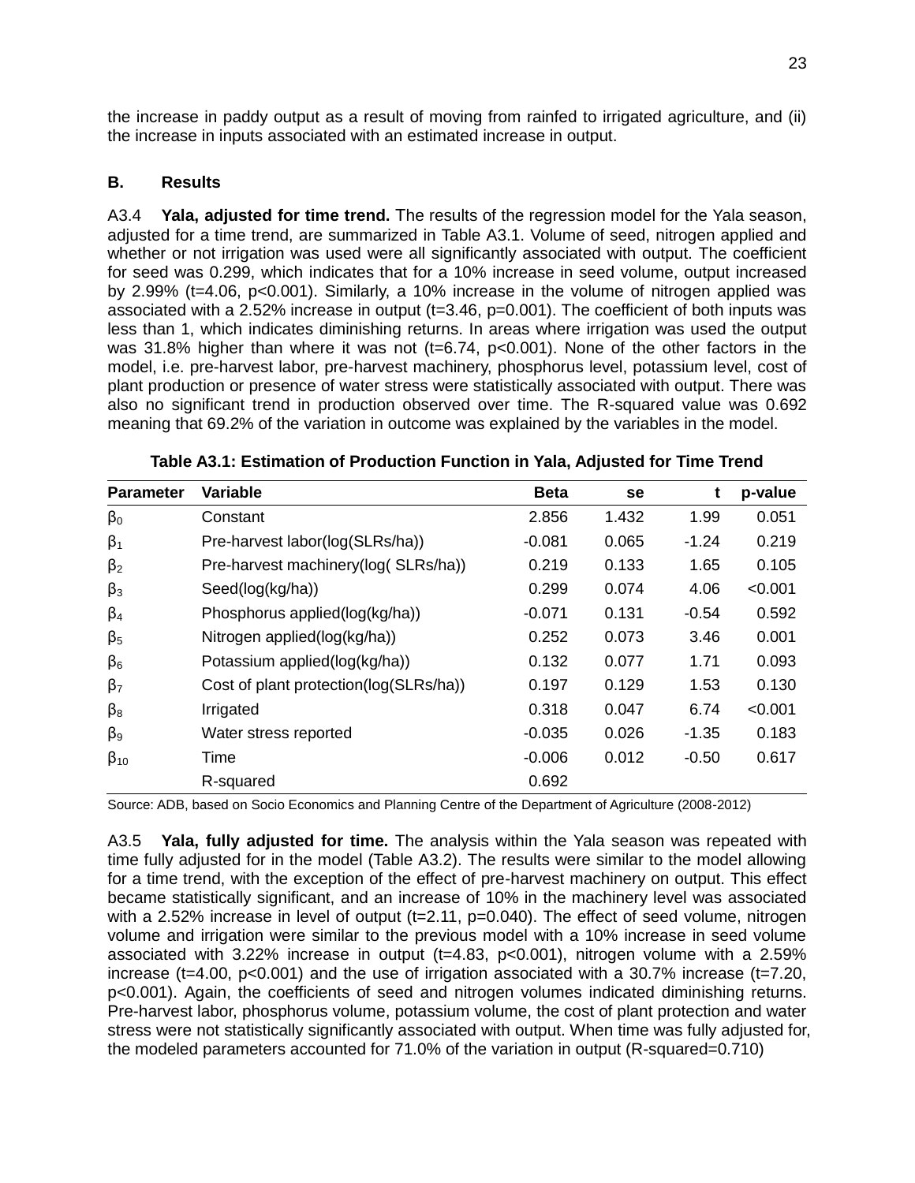the increase in paddy output as a result of moving from rainfed to irrigated agriculture, and (ii) the increase in inputs associated with an estimated increase in output.

### B. Results

A3.4 **Yala, adjusted for time trend.** The results of the regression model for the Yala season, adjusted for a time trend, are summarized in Table A3.1. Volume of seed, nitrogen applied and whether or not irrigation was used were all significantly associated with output. The coefficient for seed was 0.299, which indicates that for a 10% increase in seed volume, output increased by 2.99% ($t=4.06$, $p<0.001$). Similarly, a 10% increase in the volume of nitrogen applied was associated with a 2.52% increase in output ($t=3.46$, $p=0.001$). The coefficient of both inputs was less than 1, which indicates diminishing returns. In areas where irrigation was used the output was 31.8% higher than where it was not ($t=6.74$, $p<0.001$). None of the other factors in the model, i.e. pre-harvest labor, pre-harvest machinery, phosphorus level, potassium level, cost of plant production or presence of water stress were statistically associated with output. There was also no significant trend in production observed over time. The R-squared value was 0.692 meaning that 69.2% of the variation in outcome was explained by the variables in the model.

**Table A3.1: Estimation of Production Function in Yala, Adjusted for Time Trend**

| Parameter | Variable | Beta | se | t | p-value |
|---|---|---|---|---|---|
| $\beta_0$ | Constant | 2.856 | 1.432 | 1.99 | 0.051 |
| $\beta_1$ | Pre-harvest labor(log(SLRs/ha)) | -0.081 | 0.065 | -1.24 | 0.219 |
| $\beta_2$ | Pre-harvest machinery(log( SLRs/ha)) | 0.219 | 0.133 | 1.65 | 0.105 |
| $\beta_3$ | Seed(log(kg/ha)) | 0.299 | 0.074 | 4.06 | <0.001 |
| $\beta_4$ | Phosphorus applied(log(kg/ha)) | -0.071 | 0.131 | -0.54 | 0.592 |
| $\beta_5$ | Nitrogen applied(log(kg/ha)) | 0.252 | 0.073 | 3.46 | 0.001 |
| $\beta_6$ | Potassium applied(log(kg/ha)) | 0.132 | 0.077 | 1.71 | 0.093 |
| $\beta_7$ | Cost of plant protection(log(SLRs/ha)) | 0.197 | 0.129 | 1.53 | 0.130 |
| $\beta_8$ | Irrigated | 0.318 | 0.047 | 6.74 | <0.001 |
| $\beta_9$ | Water stress reported | -0.035 | 0.026 | -1.35 | 0.183 |
| $\beta_{10}$ | Time | -0.006 | 0.012 | -0.50 | 0.617 |
| | R-squared | 0.692 | | | |

Source: ADB, based on Socio Economics and Planning Centre of the Department of Agriculture (2008-2012)

A3.5 **Yala, fully adjusted for time.** The analysis within the Yala season was repeated with time fully adjusted for in the model (Table A3.2). The results were similar to the model allowing for a time trend, with the exception of the effect of pre-harvest machinery on output. This effect became statistically significant, and an increase of 10% in the machinery level was associated with a 2.52% increase in level of output ($t=2.11$, $p=0.040$). The effect of seed volume, nitrogen volume and irrigation were similar to the previous model with a 10% increase in seed volume associated with 3.22% increase in output ($t=4.83$, $p<0.001$), nitrogen volume with a 2.59% increase ($t=4.00$, $p<0.001$) and the use of irrigation associated with a 30.7% increase ($t=7.20$, $p<0.001$). Again, the coefficients of seed and nitrogen volumes indicated diminishing returns. Pre-harvest labor, phosphorus volume, potassium volume, the cost of plant protection and water stress were not statistically significantly associated with output. When time was fully adjusted for, the modeled parameters accounted for 71.0% of the variation in output (R-squared=0.710)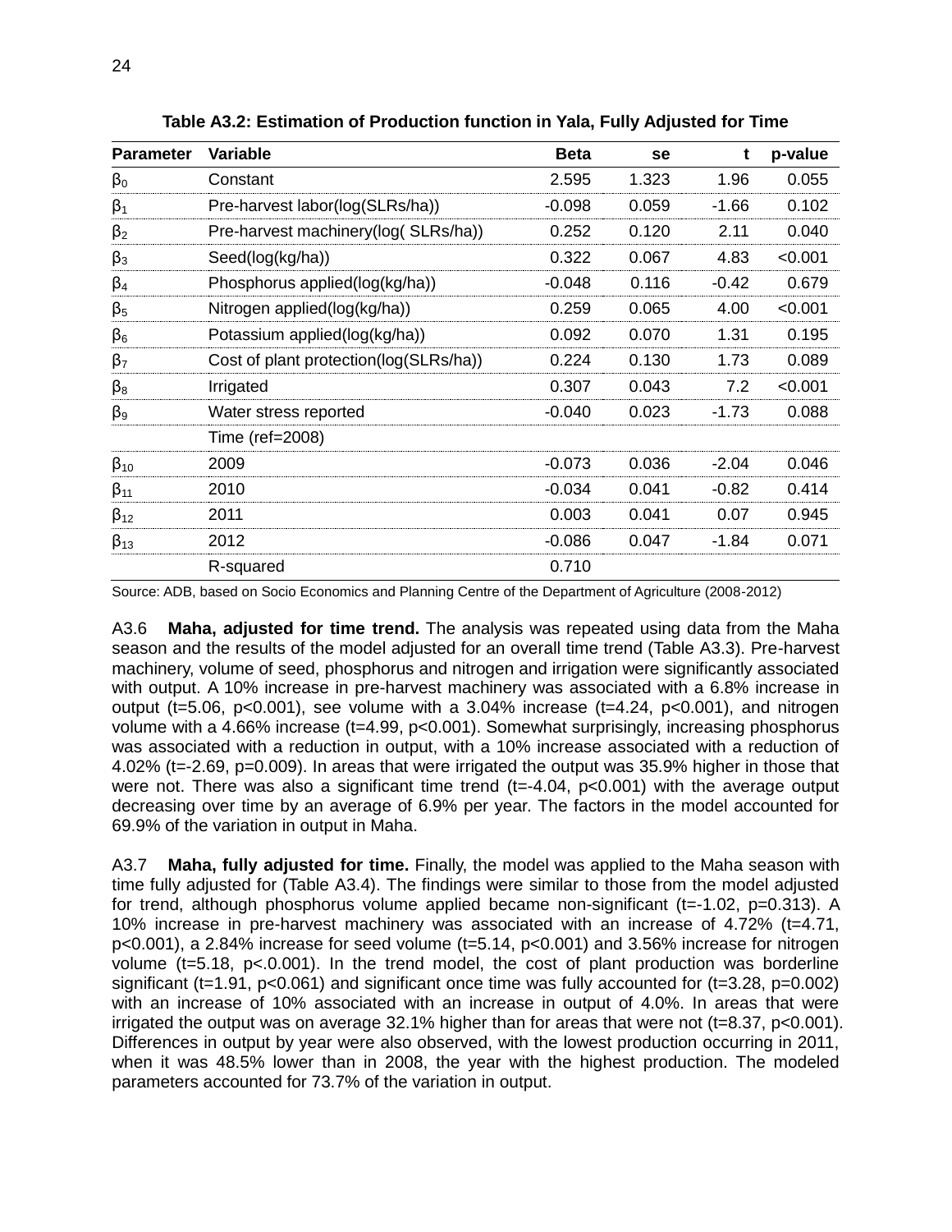**Table A3.2: Estimation of Production function in Yala, Fully Adjusted for Time**

| Parameter | Variable | Beta | se | t | p-value |
|---|---|---|---|---|---|
| $\beta_0$ | Constant | 2.595 | 1.323 | 1.96 | 0.055 |
| $\beta_1$ | Pre-harvest labor(log(SLRs/ha)) | -0.098 | 0.059 | -1.66 | 0.102 |
| $\beta_2$ | Pre-harvest machinery(log( SLRs/ha)) | 0.252 | 0.120 | 2.11 | 0.040 |
| $\beta_3$ | Seed(log(kg/ha)) | 0.322 | 0.067 | 4.83 | <0.001 |
| $\beta_4$ | Phosphorus applied(log(kg/ha)) | -0.048 | 0.116 | -0.42 | 0.679 |
| $\beta_5$ | Nitrogen applied(log(kg/ha)) | 0.259 | 0.065 | 4.00 | <0.001 |
| $\beta_6$ | Potassium applied(log(kg/ha)) | 0.092 | 0.070 | 1.31 | 0.195 |
| $\beta_7$ | Cost of plant protection(log(SLRs/ha)) | 0.224 | 0.130 | 1.73 | 0.089 |
| $\beta_8$ | Irrigated | 0.307 | 0.043 | 7.2 | <0.001 |
| $\beta_9$ | Water stress reported | -0.040 | 0.023 | -1.73 | 0.088 |
| | Time (ref=2008) | | | | |
| $\beta_{10}$ | 2009 | -0.073 | 0.036 | -2.04 | 0.046 |
| $\beta_{11}$ | 2010 | -0.034 | 0.041 | -0.82 | 0.414 |
| $\beta_{12}$ | 2011 | 0.003 | 0.041 | 0.07 | 0.945 |
| $\beta_{13}$ | 2012 | -0.086 | 0.047 | -1.84 | 0.071 |
| | R-squared | 0.710 | | | |

Source: ADB, based on Socio Economics and Planning Centre of the Department of Agriculture (2008-2012)

A3.6 **Maha, adjusted for time trend.** The analysis was repeated using data from the Maha season and the results of the model adjusted for an overall time trend (Table A3.3). Pre-harvest machinery, volume of seed, phosphorus and nitrogen and irrigation were significantly associated with output. A 10% increase in pre-harvest machinery was associated with a 6.8% increase in output (t=5.06, p<0.001), see volume with a 3.04% increase (t=4.24, p<0.001), and nitrogen volume with a 4.66% increase (t=4.99, p<0.001). Somewhat surprisingly, increasing phosphorus was associated with a reduction in output, with a 10% increase associated with a reduction of 4.02% (t=-2.69, p=0.009). In areas that were irrigated the output was 35.9% higher in those that were not. There was also a significant time trend (t=-4.04, p<0.001) with the average output decreasing over time by an average of 6.9% per year. The factors in the model accounted for 69.9% of the variation in output in Maha.

A3.7 **Maha, fully adjusted for time.** Finally, the model was applied to the Maha season with time fully adjusted for (Table A3.4). The findings were similar to those from the model adjusted for trend, although phosphorus volume applied became non-significant (t=-1.02, p=0.313). A 10% increase in pre-harvest machinery was associated with an increase of 4.72% (t=4.71, p<0.001), a 2.84% increase for seed volume (t=5.14, p<0.001) and 3.56% increase for nitrogen volume (t=5.18, p<.0.001). In the trend model, the cost of plant production was borderline significant (t=1.91, p<0.061) and significant once time was fully accounted for (t=3.28, p=0.002) with an increase of 10% associated with an increase in output of 4.0%. In areas that were irrigated the output was on average 32.1% higher than for areas that were not (t=8.37, p<0.001). Differences in output by year were also observed, with the lowest production occurring in 2011, when it was 48.5% lower than in 2008, the year with the highest production. The modeled parameters accounted for 73.7% of the variation in output.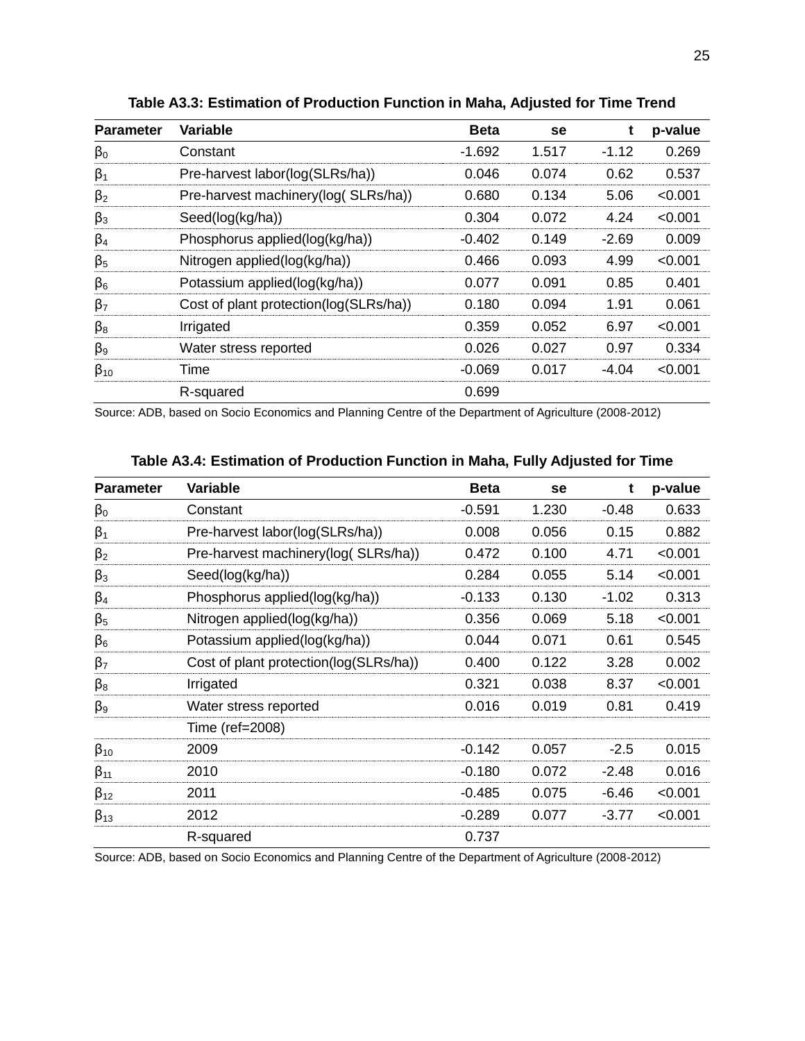**Table A3.3: Estimation of Production Function in Maha, Adjusted for Time Trend**

| Parameter | Variable | Beta | se | t | p-value |
|---|---|---|---|---|---|
| $\beta_0$ | Constant | -1.692 | 1.517 | -1.12 | 0.269 |
| $\beta_1$ | Pre-harvest labor(log(SLRs/ha)) | 0.046 | 0.074 | 0.62 | 0.537 |
| $\beta_2$ | Pre-harvest machinery(log( SLRs/ha)) | 0.680 | 0.134 | 5.06 | <0.001 |
| $\beta_3$ | Seed(log(kg/ha)) | 0.304 | 0.072 | 4.24 | <0.001 |
| $\beta_4$ | Phosphorus applied(log(kg/ha)) | -0.402 | 0.149 | -2.69 | 0.009 |
| $\beta_5$ | Nitrogen applied(log(kg/ha)) | 0.466 | 0.093 | 4.99 | <0.001 |
| $\beta_6$ | Potassium applied(log(kg/ha)) | 0.077 | 0.091 | 0.85 | 0.401 |
| $\beta_7$ | Cost of plant protection(log(SLRs/ha)) | 0.180 | 0.094 | 1.91 | 0.061 |
| $\beta_8$ | Irrigated | 0.359 | 0.052 | 6.97 | <0.001 |
| $\beta_9$ | Water stress reported | 0.026 | 0.027 | 0.97 | 0.334 |
| $\beta_{10}$ | Time | -0.069 | 0.017 | -4.04 | <0.001 |
| | R-squared | 0.699 | | | |

Source: ADB, based on Socio Economics and Planning Centre of the Department of Agriculture (2008-2012)

**Table A3.4: Estimation of Production Function in Maha, Fully Adjusted for Time**

| Parameter | Variable | Beta | se | t | p-value |
|---|---|---|---|---|---|
| $\beta_0$ | Constant | -0.591 | 1.230 | -0.48 | 0.633 |
| $\beta_1$ | Pre-harvest labor(log(SLRs/ha)) | 0.008 | 0.056 | 0.15 | 0.882 |
| $\beta_2$ | Pre-harvest machinery(log( SLRs/ha)) | 0.472 | 0.100 | 4.71 | <0.001 |
| $\beta_3$ | Seed(log(kg/ha)) | 0.284 | 0.055 | 5.14 | <0.001 |
| $\beta_4$ | Phosphorus applied(log(kg/ha)) | -0.133 | 0.130 | -1.02 | 0.313 |
| $\beta_5$ | Nitrogen applied(log(kg/ha)) | 0.356 | 0.069 | 5.18 | <0.001 |
| $\beta_6$ | Potassium applied(log(kg/ha)) | 0.044 | 0.071 | 0.61 | 0.545 |
| $\beta_7$ | Cost of plant protection(log(SLRs/ha)) | 0.400 | 0.122 | 3.28 | 0.002 |
| $\beta_8$ | Irrigated | 0.321 | 0.038 | 8.37 | <0.001 |
| $\beta_9$ | Water stress reported | 0.016 | 0.019 | 0.81 | 0.419 |
| | Time (ref=2008) | | | | |
| $\beta_{10}$ | 2009 | -0.142 | 0.057 | -2.5 | 0.015 |
| $\beta_{11}$ | 2010 | -0.180 | 0.072 | -2.48 | 0.016 |
| $\beta_{12}$ | 2011 | -0.485 | 0.075 | -6.46 | <0.001 |
| $\beta_{13}$ | 2012 | -0.289 | 0.077 | -3.77 | <0.001 |
| | R-squared | 0.737 | | | |

Source: ADB, based on Socio Economics and Planning Centre of the Department of Agriculture (2008-2012)